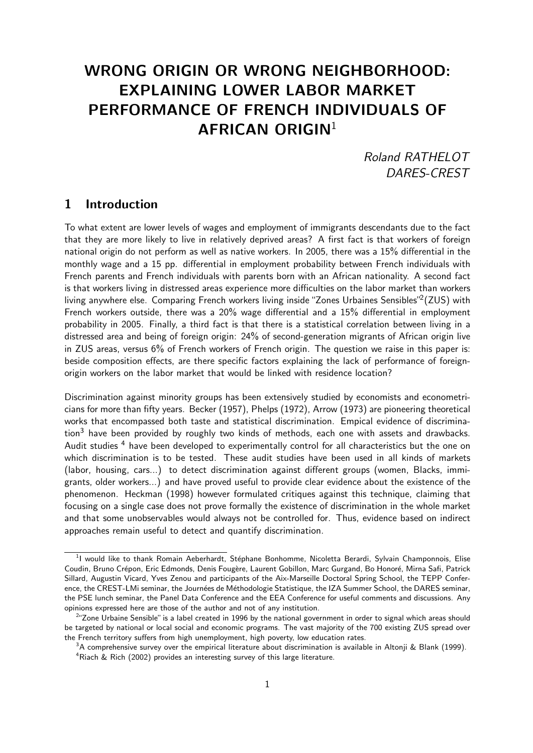# WRONG ORIGIN OR WRONG NEIGHBORHOOD: EXPLAINING LOWER LABOR MARKET PERFORMANCE OF FRENCH INDIVIDUALS OF AFRICAN ORIGIN[1]

*Roland RATHELOT*
*DARES-CREST*

## 1 Introduction

To what extent are lower levels of wages and employment of immigrants descendants due to the fact that they are more likely to live in relatively deprived areas? A first fact is that workers of foreign national origin do not perform as well as native workers. In 2005, there was a 15% differential in the monthly wage and a 15 pp. differential in employment probability between French individuals with French parents and French individuals with parents born with an African nationality. A second fact is that workers living in distressed areas experience more difficulties on the labor market than workers living anywhere else. Comparing French workers living inside "Zones Urbaines Sensibles"[2](ZUS) with French workers outside, there was a 20% wage differential and a 15% differential in employment probability in 2005. Finally, a third fact is that there is a statistical correlation between living in a distressed area and being of foreign origin: 24% of second-generation migrants of African origin live in ZUS areas, versus 6% of French workers of French origin. The question we raise in this paper is: beside composition effects, are there specific factors explaining the lack of performance of foreign-origin workers on the labor market that would be linked with residence location?

Discrimination against minority groups has been extensively studied by economists and econometricians for more than fifty years. Becker (1957), Phelps (1972), Arrow (1973) are pioneering theoretical works that encompassed both taste and statistical discrimination. Empical evidence of discrimination[3] have been provided by roughly two kinds of methods, each one with assets and drawbacks. Audit studies [4] have been developed to experimentally control for all characteristics but the one on which discrimination is to be tested. These audit studies have been used in all kinds of markets (labor, housing, cars...) to detect discrimination against different groups (women, Blacks, immigrants, older workers...) and have proved useful to provide clear evidence about the existence of the phenomenon. Heckman (1998) however formulated critiques against this technique, claiming that focusing on a single case does not prove formally the existence of discrimination in the whole market and that some unobservables would always not be controlled for. Thus, evidence based on indirect approaches remain useful to detect and quantify discrimination.

[1] I would like to thank Romain Aeberhardt, Stéphane Bonhomme, Nicoletta Berardi, Sylvain Champonnois, Elise Coudin, Bruno Crépon, Eric Edmonds, Denis Fougère, Laurent Gobillon, Marc Gurgand, Bo Honoré, Mirna Safi, Patrick Sillard, Augustin Vicard, Yves Zenou and participants of the Aix-Marseille Doctoral Spring School, the TEPP Conference, the CREST-LMi seminar, the Journées de Méthodologie Statistique, the IZA Summer School, the DARES seminar, the PSE lunch seminar, the Panel Data Conference and the EEA Conference for useful comments and discussions. Any opinions expressed here are those of the author and not of any institution.

[2] "Zone Urbaine Sensible" is a label created in 1996 by the national government in order to signal which areas should be targeted by national or local social and economic programs. The vast majority of the 700 existing ZUS spread over the French territory suffers from high unemployment, high poverty, low education rates.

[3] A comprehensive survey over the empirical literature about discrimination is available in Altonji & Blank (1999).

[4] Riach & Rich (2002) provides an interesting survey of this large literature.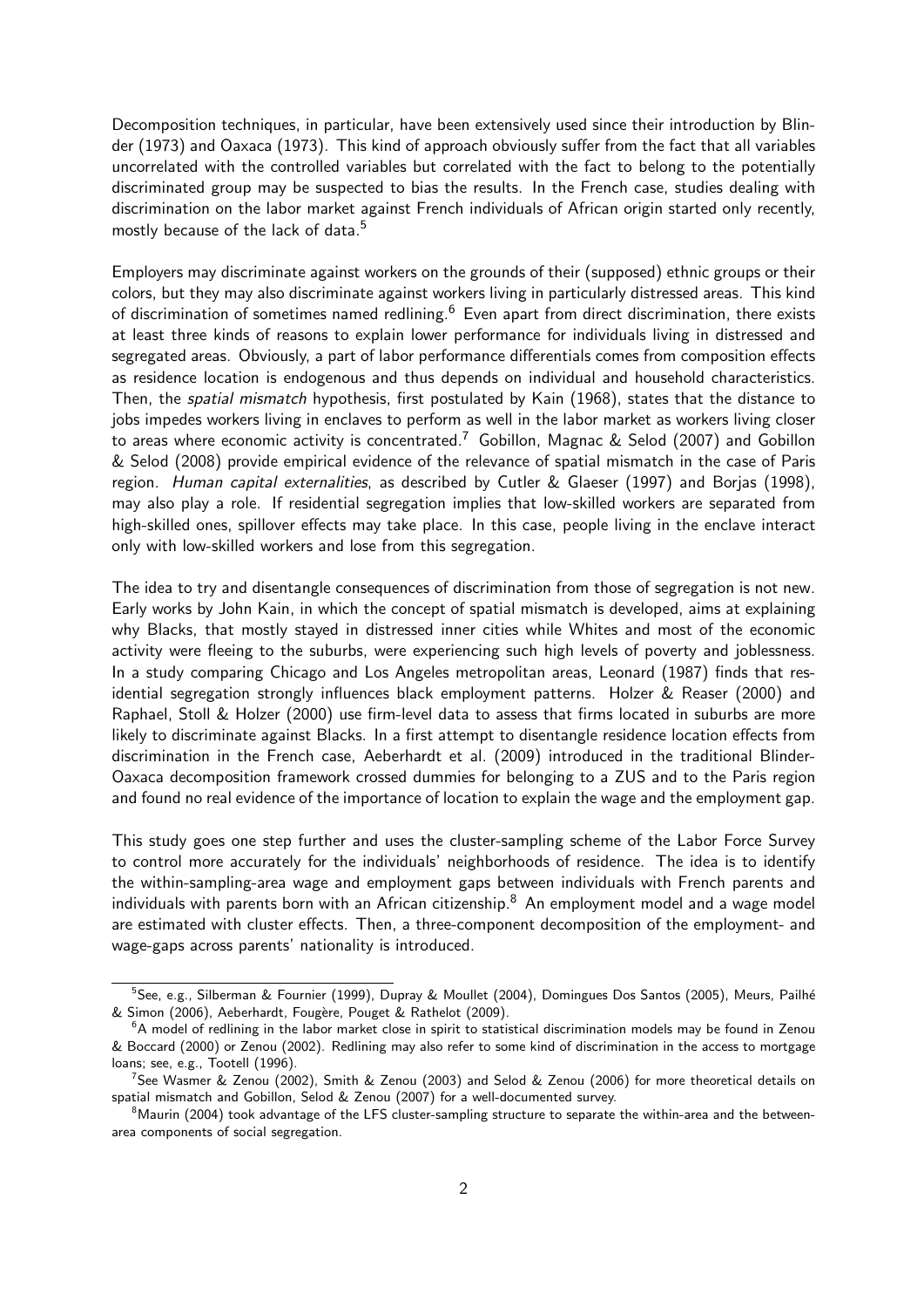Decomposition techniques, in particular, have been extensively used since their introduction by Blinder (1973) and Oaxaca (1973). This kind of approach obviously suffer from the fact that all variables uncorrelated with the controlled variables but correlated with the fact to belong to the potentially discriminated group may be suspected to bias the results. In the French case, studies dealing with discrimination on the labor market against French individuals of African origin started only recently, mostly because of the lack of data.[5]

Employers may discriminate against workers on the grounds of their (supposed) ethnic groups or their colors, but they may also discriminate against workers living in particularly distressed areas. This kind of discrimination of sometimes named redlining.[6] Even apart from direct discrimination, there exists at least three kinds of reasons to explain lower performance for individuals living in distressed and segregated areas. Obviously, a part of labor performance differentials comes from composition effects as residence location is endogenous and thus depends on individual and household characteristics. Then, the *spatial mismatch* hypothesis, first postulated by Kain (1968), states that the distance to jobs impedes workers living in enclaves to perform as well in the labor market as workers living closer to areas where economic activity is concentrated.[7] Gobillon, Magnac & Selod (2007) and Gobillon & Selod (2008) provide empirical evidence of the relevance of spatial mismatch in the case of Paris region. *Human capital externalities*, as described by Cutler & Glaeser (1997) and Borjas (1998), may also play a role. If residential segregation implies that low-skilled workers are separated from high-skilled ones, spillover effects may take place. In this case, people living in the enclave interact only with low-skilled workers and lose from this segregation.

The idea to try and disentangle consequences of discrimination from those of segregation is not new. Early works by John Kain, in which the concept of spatial mismatch is developed, aims at explaining why Blacks, that mostly stayed in distressed inner cities while Whites and most of the economic activity were fleeing to the suburbs, were experiencing such high levels of poverty and joblessness. In a study comparing Chicago and Los Angeles metropolitan areas, Leonard (1987) finds that residential segregation strongly influences black employment patterns. Holzer & Reaser (2000) and Raphael, Stoll & Holzer (2000) use firm-level data to assess that firms located in suburbs are more likely to discriminate against Blacks. In a first attempt to disentangle residence location effects from discrimination in the French case, Aeberhardt et al. (2009) introduced in the traditional Blinder-Oaxaca decomposition framework crossed dummies for belonging to a ZUS and to the Paris region and found no real evidence of the importance of location to explain the wage and the employment gap.

This study goes one step further and uses the cluster-sampling scheme of the Labor Force Survey to control more accurately for the individuals' neighborhoods of residence. The idea is to identify the within-sampling-area wage and employment gaps between individuals with French parents and individuals with parents born with an African citizenship.[8] An employment model and a wage model are estimated with cluster effects. Then, a three-component decomposition of the employment- and wage-gaps across parents' nationality is introduced.

---

[5] See, e.g., Silberman & Fournier (1999), Dupray & Moullet (2004), Domingues Dos Santos (2005), Meurs, Pailhé & Simon (2006), Aeberhardt, Fougère, Pouget & Rathelot (2009).

[6] A model of redlining in the labor market close in spirit to statistical discrimination models may be found in Zenou & Boccard (2000) or Zenou (2002). Redlining may also refer to some kind of discrimination in the access to mortgage loans; see, e.g., Tootell (1996).

[7] See Wasmer & Zenou (2002), Smith & Zenou (2003) and Selod & Zenou (2006) for more theoretical details on spatial mismatch and Gobillon, Selod & Zenou (2007) for a well-documented survey.

[8] Maurin (2004) took advantage of the LFS cluster-sampling structure to separate the within-area and the between-area components of social segregation.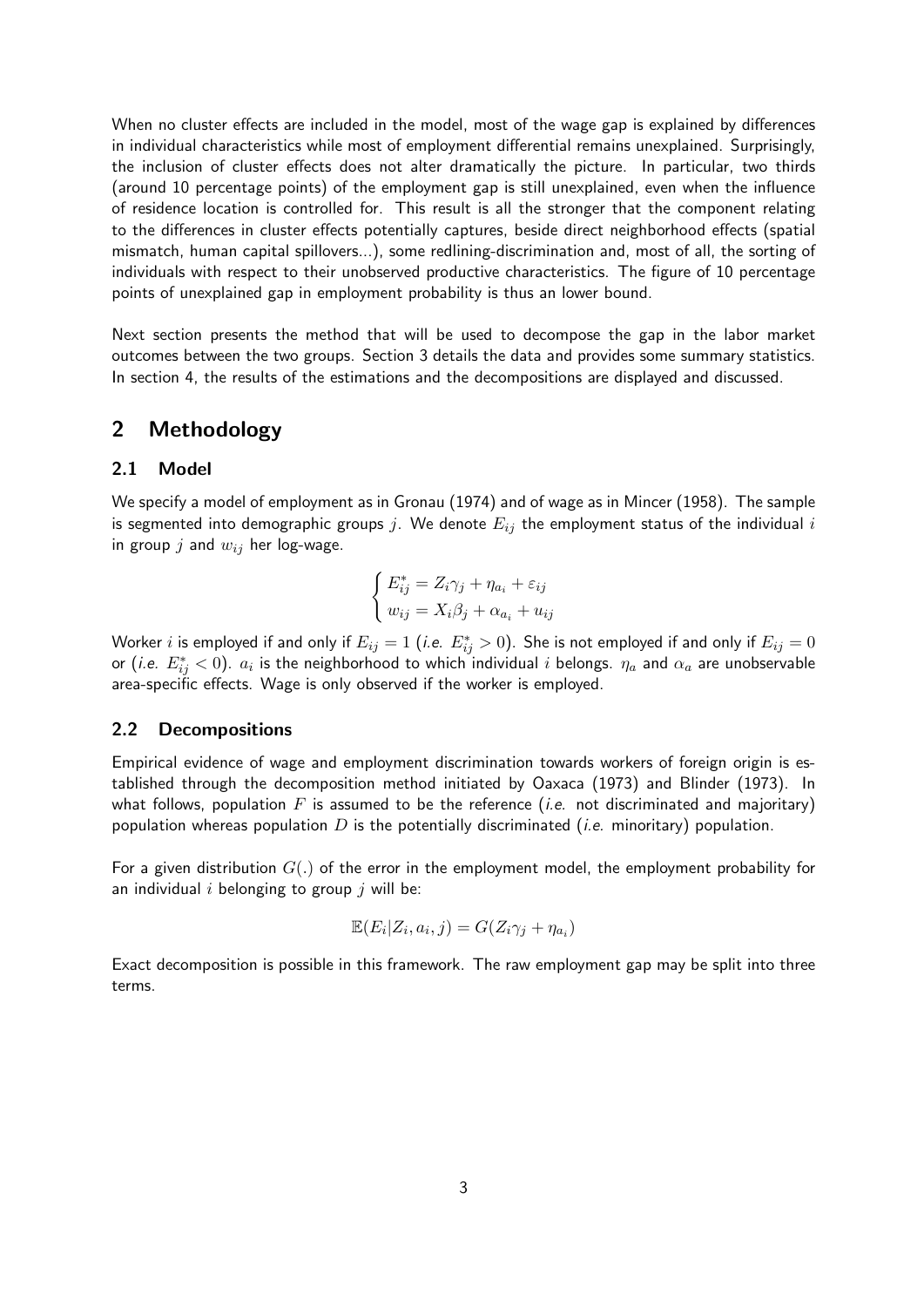When no cluster effects are included in the model, most of the wage gap is explained by differences in individual characteristics while most of employment differential remains unexplained. Surprisingly, the inclusion of cluster effects does not alter dramatically the picture. In particular, two thirds (around 10 percentage points) of the employment gap is still unexplained, even when the influence of residence location is controlled for. This result is all the stronger that the component relating to the differences in cluster effects potentially captures, beside direct neighborhood effects (spatial mismatch, human capital spillovers...), some redlining-discrimination and, most of all, the sorting of individuals with respect to their unobserved productive characteristics. The figure of 10 percentage points of unexplained gap in employment probability is thus an lower bound.

Next section presents the method that will be used to decompose the gap in the labor market outcomes between the two groups. Section 3 details the data and provides some summary statistics. In section 4, the results of the estimations and the decompositions are displayed and discussed.

## 2 Methodology

### 2.1 Model

We specify a model of employment as in Gronau (1974) and of wage as in Mincer (1958). The sample is segmented into demographic groups $j$. We denote $E_{ij}$ the employment status of the individual $i$ in group $j$ and $w_{ij}$ her log-wage.

$$\begin{cases} E^*_{ij} = Z_i\gamma_j + \eta_{a_i} + \varepsilon_{ij} \\ w_{ij} = X_i\beta_j + \alpha_{a_i} + u_{ij} \end{cases}$$

Worker $i$ is employed if and only if $E_{ij} = 1$ (*i.e.* $E^*_{ij} > 0$). She is not employed if and only if $E_{ij} = 0$ or (*i.e.* $E^*_{ij} < 0$). $a_i$ is the neighborhood to which individual $i$ belongs. $\eta_a$ and $\alpha_a$ are unobservable area-specific effects. Wage is only observed if the worker is employed.

### 2.2 Decompositions

Empirical evidence of wage and employment discrimination towards workers of foreign origin is established through the decomposition method initiated by Oaxaca (1973) and Blinder (1973). In what follows, population $F$ is assumed to be the reference (*i.e.* not discriminated and majoritary) population whereas population $D$ is the potentially discriminated (*i.e.* minoritary) population.

For a given distribution $G(.)$ of the error in the employment model, the employment probability for an individual $i$ belonging to group $j$ will be:

$$\mathbb{E}(E_i|Z_i, a_i, j) = G(Z_i\gamma_j + \eta_{a_i})$$

Exact decomposition is possible in this framework. The raw employment gap may be split into three terms.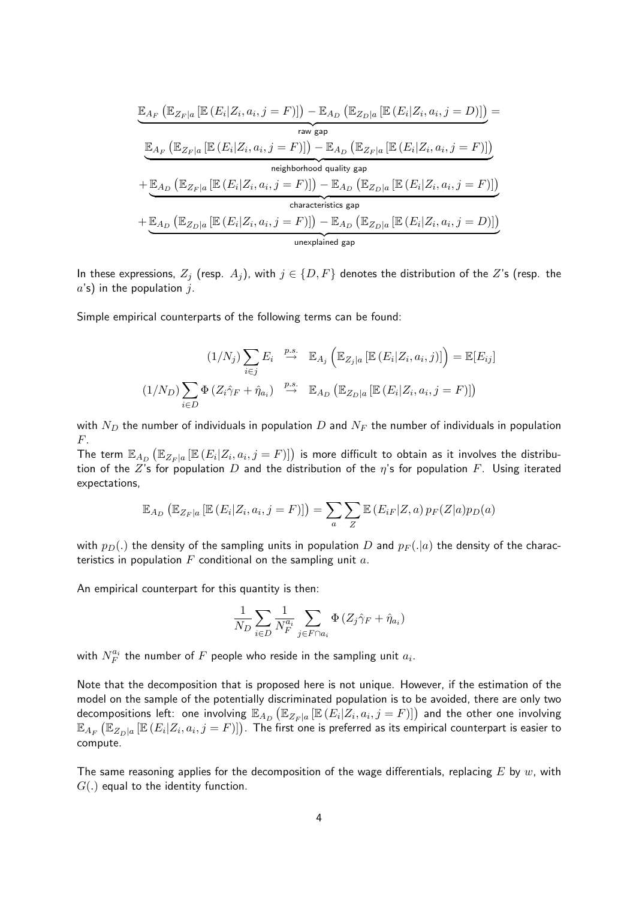$$
\begin{aligned}
&\underbrace{\mathbb{E}_{A_F}\left(\mathbb{E}_{Z_F|a}\left[\mathbb{E}\left(E_i|Z_i,a_i,j=F\right)\right]\right)-\mathbb{E}_{A_D}\left(\mathbb{E}_{Z_D|a}\left[\mathbb{E}\left(E_i|Z_i,a_i,j=D\right)\right]\right)}_{\text{raw gap}}= \\
&\underbrace{\mathbb{E}_{A_F}\left(\mathbb{E}_{Z_F|a}\left[\mathbb{E}\left(E_i|Z_i,a_i,j=F\right)\right]\right)-\mathbb{E}_{A_D}\left(\mathbb{E}_{Z_F|a}\left[\mathbb{E}\left(E_i|Z_i,a_i,j=F\right)\right]\right)}_{\text{neighborhood quality gap}} \\
&+\underbrace{\mathbb{E}_{A_D}\left(\mathbb{E}_{Z_F|a}\left[\mathbb{E}\left(E_i|Z_i,a_i,j=F\right)\right]\right)-\mathbb{E}_{A_D}\left(\mathbb{E}_{Z_D|a}\left[\mathbb{E}\left(E_i|Z_i,a_i,j=F\right)\right]\right)}_{\text{characteristics gap}} \\
&+\underbrace{\mathbb{E}_{A_D}\left(\mathbb{E}_{Z_D|a}\left[\mathbb{E}\left(E_i|Z_i,a_i,j=F\right)\right]\right)-\mathbb{E}_{A_D}\left(\mathbb{E}_{Z_D|a}\left[\mathbb{E}\left(E_i|Z_i,a_i,j=D\right)\right]\right)}_{\text{unexplained gap}}
\end{aligned}
$$

In these expressions, $Z_j$ (resp. $A_j$), with $j \in \{D, F\}$ denotes the distribution of the $Z$'s (resp. the $a$'s) in the population $j$.

Simple empirical counterparts of the following terms can be found:

$$
\begin{aligned}
(1/N_j)\sum_{i\in j} E_i &\overset{p.s.}{\to} \mathbb{E}_{A_j}\left(\mathbb{E}_{Z_j|a}\left[\mathbb{E}\left(E_i|Z_i,a_i,j\right)\right]\right)=\mathbb{E}[E_{ij}] \\
(1/N_D)\sum_{i\in D}\Phi\left(Z_i\hat{\gamma}_F+\hat{\eta}_{a_i}\right) &\overset{p.s.}{\to} \mathbb{E}_{A_D}\left(\mathbb{E}_{Z_D|a}\left[\mathbb{E}\left(E_i|Z_i,a_i,j=F\right)\right]\right)
\end{aligned}
$$

with $N_D$ the number of individuals in population $D$ and $N_F$ the number of individuals in population $F$.

The term $\mathbb{E}_{A_D}\left(\mathbb{E}_{Z_F|a}\left[\mathbb{E}\left(E_i|Z_i,a_i,j=F\right)\right]\right)$ is more difficult to obtain as it involves the distribution of the $Z$'s for population $D$ and the distribution of the $\eta$'s for population $F$. Using iterated expectations,

$$
\mathbb{E}_{A_D}\left(\mathbb{E}_{Z_F|a}\left[\mathbb{E}\left(E_i|Z_i,a_i,j=F\right)\right]\right)=\sum_a\sum_Z \mathbb{E}\left(E_{iF}|Z,a\right)p_F(Z|a)p_D(a)
$$

with $p_D(.)$ the density of the sampling units in population $D$ and $p_F(.|a)$ the density of the characteristics in population $F$ conditional on the sampling unit $a$.

An empirical counterpart for this quantity is then:

$$
\frac{1}{N_D}\sum_{i\in D}\frac{1}{N_F^{a_i}}\sum_{j\in F\cap a_i}\Phi\left(Z_j\hat{\gamma}_F+\hat{\eta}_{a_i}\right)
$$

with $N_F^{a_i}$ the number of $F$ people who reside in the sampling unit $a_i$.

Note that the decomposition that is proposed here is not unique. However, if the estimation of the model on the sample of the potentially discriminated population is to be avoided, there are only two decompositions left: one involving $\mathbb{E}_{A_D}\left(\mathbb{E}_{Z_F|a}\left[\mathbb{E}\left(E_i|Z_i,a_i,j=F\right)\right]\right)$ and the other one involving $\mathbb{E}_{A_F}\left(\mathbb{E}_{Z_D|a}\left[\mathbb{E}\left(E_i|Z_i,a_i,j=F\right)\right]\right)$. The first one is preferred as its empirical counterpart is easier to compute.

The same reasoning applies for the decomposition of the wage differentials, replacing $E$ by $w$, with $G(.)$ equal to the identity function.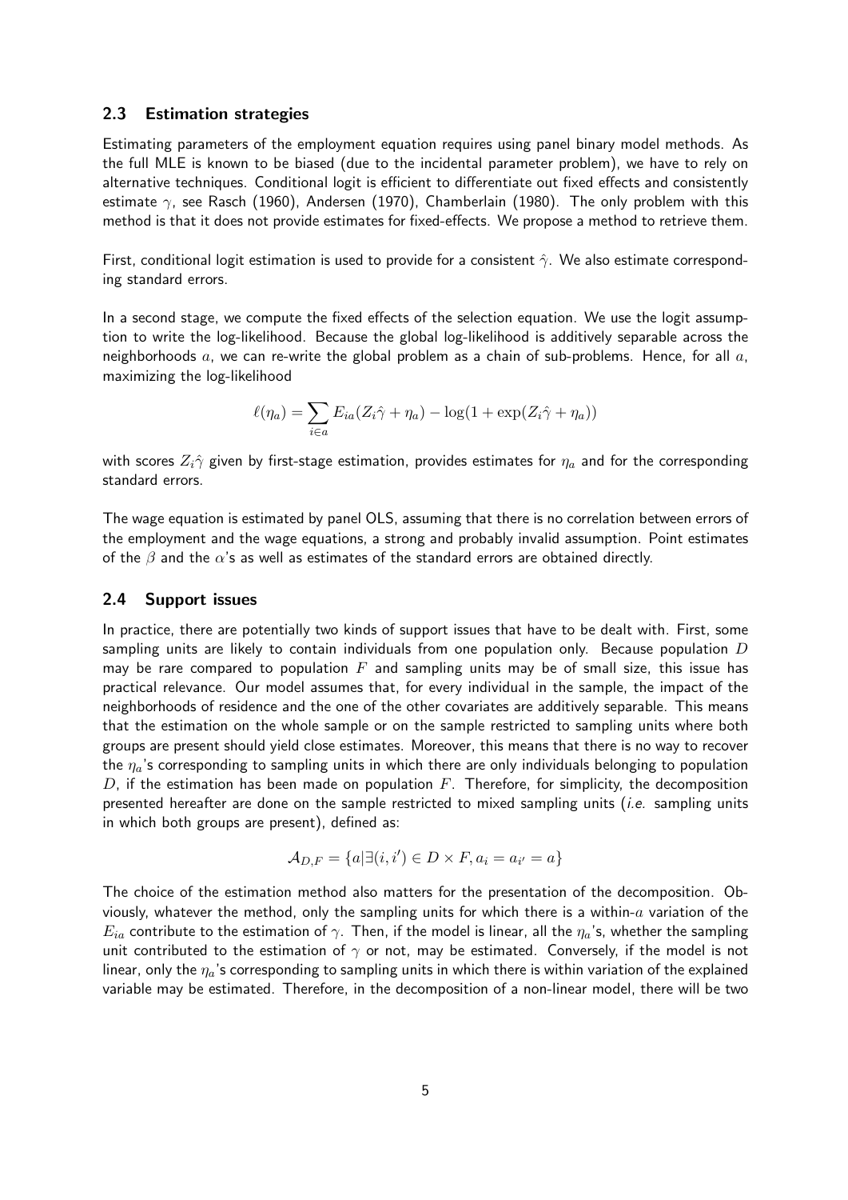### 2.3 Estimation strategies

Estimating parameters of the employment equation requires using panel binary model methods. As the full MLE is known to be biased (due to the incidental parameter problem), we have to rely on alternative techniques. Conditional logit is efficient to differentiate out fixed effects and consistently estimate $\gamma$, see Rasch (1960), Andersen (1970), Chamberlain (1980). The only problem with this method is that it does not provide estimates for fixed-effects. We propose a method to retrieve them.

First, conditional logit estimation is used to provide for a consistent $\hat{\gamma}$. We also estimate corresponding standard errors.

In a second stage, we compute the fixed effects of the selection equation. We use the logit assumption to write the log-likelihood. Because the global log-likelihood is additively separable across the neighborhoods $a$, we can re-write the global problem as a chain of sub-problems. Hence, for all $a$, maximizing the log-likelihood

$$\ell(\eta_a) = \sum_{i \in a} E_{ia}(Z_i\hat{\gamma} + \eta_a) - \log(1 + \exp(Z_i\hat{\gamma} + \eta_a))$$

with scores $Z_i\hat{\gamma}$ given by first-stage estimation, provides estimates for $\eta_a$ and for the corresponding standard errors.

The wage equation is estimated by panel OLS, assuming that there is no correlation between errors of the employment and the wage equations, a strong and probably invalid assumption. Point estimates of the $\beta$ and the $\alpha$'s as well as estimates of the standard errors are obtained directly.

### 2.4 Support issues

In practice, there are potentially two kinds of support issues that have to be dealt with. First, some sampling units are likely to contain individuals from one population only. Because population $D$ may be rare compared to population $F$ and sampling units may be of small size, this issue has practical relevance. Our model assumes that, for every individual in the sample, the impact of the neighborhoods of residence and the one of the other covariates are additively separable. This means that the estimation on the whole sample or on the sample restricted to sampling units where both groups are present should yield close estimates. Moreover, this means that there is no way to recover the $\eta_a$'s corresponding to sampling units in which there are only individuals belonging to population $D$, if the estimation has been made on population $F$. Therefore, for simplicity, the decomposition presented hereafter are done on the sample restricted to mixed sampling units (*i.e.* sampling units in which both groups are present), defined as:

$$\mathcal{A}_{D,F} = \{a | \exists (i, i') \in D \times F, a_i = a_{i'} = a\}$$

The choice of the estimation method also matters for the presentation of the decomposition. Obviously, whatever the method, only the sampling units for which there is a within-$a$ variation of the $E_{ia}$ contribute to the estimation of $\gamma$. Then, if the model is linear, all the $\eta_a$'s, whether the sampling unit contributed to the estimation of $\gamma$ or not, may be estimated. Conversely, if the model is not linear, only the $\eta_a$'s corresponding to sampling units in which there is within variation of the explained variable may be estimated. Therefore, in the decomposition of a non-linear model, there will be two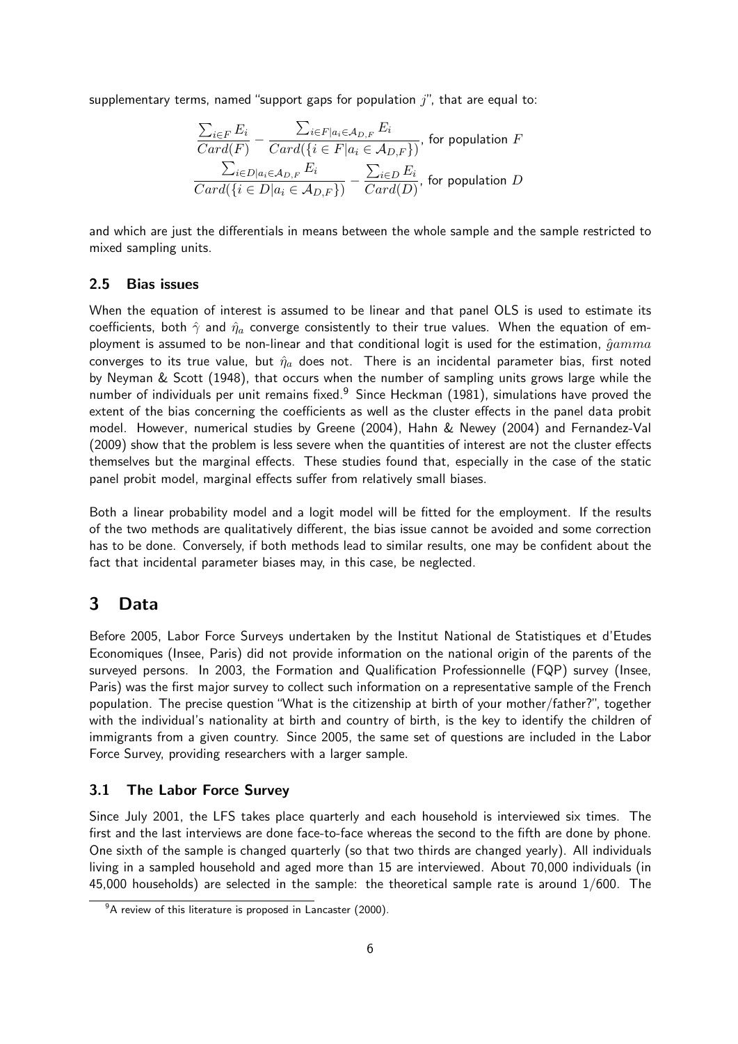supplementary terms, named "support gaps for population $j$", that are equal to:

$$\frac{\sum_{i \in F} E_i}{Card(F)} - \frac{\sum_{i \in F | a_i \in \mathcal{A}_{D,F}} E_i}{Card(\{i \in F | a_i \in \mathcal{A}_{D,F}\})}, \text{ for population } F$$

$$\frac{\sum_{i \in D | a_i \in \mathcal{A}_{D,F}} E_i}{Card(\{i \in D | a_i \in \mathcal{A}_{D,F}\})} - \frac{\sum_{i \in D} E_i}{Card(D)}, \text{ for population } D$$

and which are just the differentials in means between the whole sample and the sample restricted to mixed sampling units.

### 2.5 Bias issues

When the equation of interest is assumed to be linear and that panel OLS is used to estimate its coefficients, both $\hat{\gamma}$ and $\hat{\eta}_a$ converge consistently to their true values. When the equation of employment is assumed to be non-linear and that conditional logit is used for the estimation, $\hat{g}amma$ converges to its true value, but $\hat{\eta}_a$ does not. There is an incidental parameter bias, first noted by Neyman & Scott (1948), that occurs when the number of sampling units grows large while the number of individuals per unit remains fixed.[9] Since Heckman (1981), simulations have proved the extent of the bias concerning the coefficients as well as the cluster effects in the panel data probit model. However, numerical studies by Greene (2004), Hahn & Newey (2004) and Fernandez-Val (2009) show that the problem is less severe when the quantities of interest are not the cluster effects themselves but the marginal effects. These studies found that, especially in the case of the static panel probit model, marginal effects suffer from relatively small biases.

Both a linear probability model and a logit model will be fitted for the employment. If the results of the two methods are qualitatively different, the bias issue cannot be avoided and some correction has to be done. Conversely, if both methods lead to similar results, one may be confident about the fact that incidental parameter biases may, in this case, be neglected.

## 3 Data

Before 2005, Labor Force Surveys undertaken by the Institut National de Statistiques et d'Etudes Economiques (Insee, Paris) did not provide information on the national origin of the parents of the surveyed persons. In 2003, the Formation and Qualification Professionnelle (FQP) survey (Insee, Paris) was the first major survey to collect such information on a representative sample of the French population. The precise question "What is the citizenship at birth of your mother/father?", together with the individual's nationality at birth and country of birth, is the key to identify the children of immigrants from a given country. Since 2005, the same set of questions are included in the Labor Force Survey, providing researchers with a larger sample.

### 3.1 The Labor Force Survey

Since July 2001, the LFS takes place quarterly and each household is interviewed six times. The first and the last interviews are done face-to-face whereas the second to the fifth are done by phone. One sixth of the sample is changed quarterly (so that two thirds are changed yearly). All individuals living in a sampled household and aged more than 15 are interviewed. About 70,000 individuals (in 45,000 households) are selected in the sample: the theoretical sample rate is around 1/600. The

[9] A review of this literature is proposed in Lancaster (2000).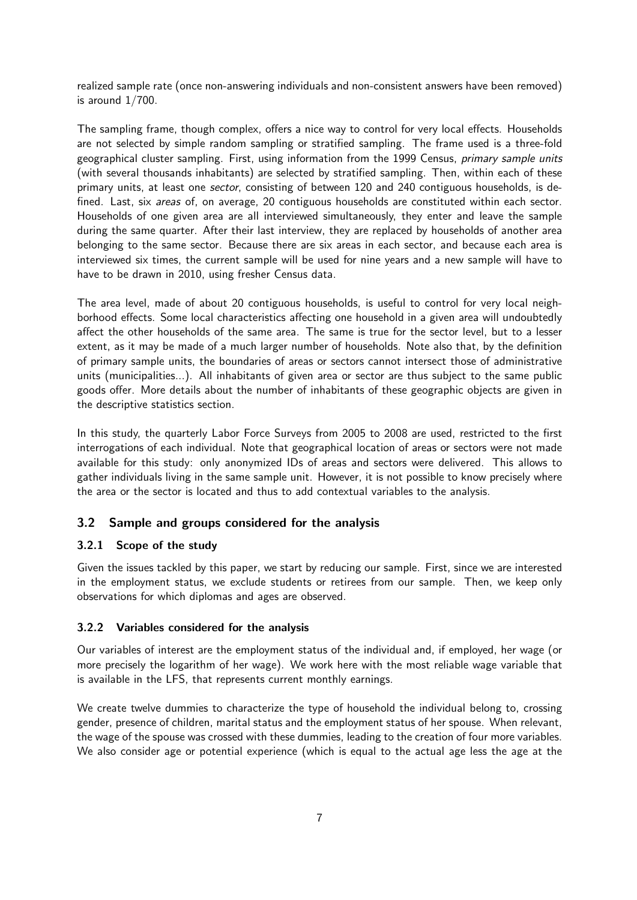realized sample rate (once non-answering individuals and non-consistent answers have been removed) is around 1/700.

The sampling frame, though complex, offers a nice way to control for very local effects. Households are not selected by simple random sampling or stratified sampling. The frame used is a three-fold geographical cluster sampling. First, using information from the 1999 Census, *primary sample units* (with several thousands inhabitants) are selected by stratified sampling. Then, within each of these primary units, at least one *sector*, consisting of between 120 and 240 contiguous households, is defined. Last, six *areas* of, on average, 20 contiguous households are constituted within each sector. Households of one given area are all interviewed simultaneously, they enter and leave the sample during the same quarter. After their last interview, they are replaced by households of another area belonging to the same sector. Because there are six areas in each sector, and because each area is interviewed six times, the current sample will be used for nine years and a new sample will have to have to be drawn in 2010, using fresher Census data.

The area level, made of about 20 contiguous households, is useful to control for very local neighborhood effects. Some local characteristics affecting one household in a given area will undoubtedly affect the other households of the same area. The same is true for the sector level, but to a lesser extent, as it may be made of a much larger number of households. Note also that, by the definition of primary sample units, the boundaries of areas or sectors cannot intersect those of administrative units (municipalities...). All inhabitants of given area or sector are thus subject to the same public goods offer. More details about the number of inhabitants of these geographic objects are given in the descriptive statistics section.

In this study, the quarterly Labor Force Surveys from 2005 to 2008 are used, restricted to the first interrogations of each individual. Note that geographical location of areas or sectors were not made available for this study: only anonymized IDs of areas and sectors were delivered. This allows to gather individuals living in the same sample unit. However, it is not possible to know precisely where the area or the sector is located and thus to add contextual variables to the analysis.

## 3.2 Sample and groups considered for the analysis

### 3.2.1 Scope of the study

Given the issues tackled by this paper, we start by reducing our sample. First, since we are interested in the employment status, we exclude students or retirees from our sample. Then, we keep only observations for which diplomas and ages are observed.

### 3.2.2 Variables considered for the analysis

Our variables of interest are the employment status of the individual and, if employed, her wage (or more precisely the logarithm of her wage). We work here with the most reliable wage variable that is available in the LFS, that represents current monthly earnings.

We create twelve dummies to characterize the type of household the individual belong to, crossing gender, presence of children, marital status and the employment status of her spouse. When relevant, the wage of the spouse was crossed with these dummies, leading to the creation of four more variables. We also consider age or potential experience (which is equal to the actual age less the age at the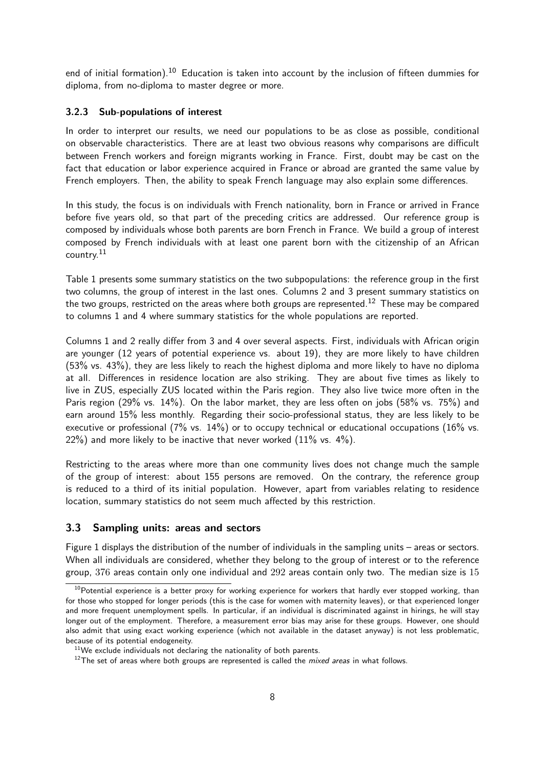end of initial formation).[10] Education is taken into account by the inclusion of fifteen dummies for diploma, from no-diploma to master degree or more.

### 3.2.3 Sub-populations of interest

In order to interpret our results, we need our populations to be as close as possible, conditional on observable characteristics. There are at least two obvious reasons why comparisons are difficult between French workers and foreign migrants working in France. First, doubt may be cast on the fact that education or labor experience acquired in France or abroad are granted the same value by French employers. Then, the ability to speak French language may also explain some differences.

In this study, the focus is on individuals with French nationality, born in France or arrived in France before five years old, so that part of the preceding critics are addressed. Our reference group is composed by individuals whose both parents are born French in France. We build a group of interest composed by French individuals with at least one parent born with the citizenship of an African country.[11]

Table 1 presents some summary statistics on the two subpopulations: the reference group in the first two columns, the group of interest in the last ones. Columns 2 and 3 present summary statistics on the two groups, restricted on the areas where both groups are represented.[12] These may be compared to columns 1 and 4 where summary statistics for the whole populations are reported.

Columns 1 and 2 really differ from 3 and 4 over several aspects. First, individuals with African origin are younger (12 years of potential experience vs. about 19), they are more likely to have children (53% vs. 43%), they are less likely to reach the highest diploma and more likely to have no diploma at all. Differences in residence location are also striking. They are about five times as likely to live in ZUS, especially ZUS located within the Paris region. They also live twice more often in the Paris region (29% vs. 14%). On the labor market, they are less often on jobs (58% vs. 75%) and earn around 15% less monthly. Regarding their socio-professional status, they are less likely to be executive or professional (7% vs. 14%) or to occupy technical or educational occupations (16% vs. 22%) and more likely to be inactive that never worked (11% vs. 4%).

Restricting to the areas where more than one community lives does not change much the sample of the group of interest: about 155 persons are removed. On the contrary, the reference group is reduced to a third of its initial population. However, apart from variables relating to residence location, summary statistics do not seem much affected by this restriction.

## 3.3 Sampling units: areas and sectors

Figure 1 displays the distribution of the number of individuals in the sampling units – areas or sectors. When all individuals are considered, whether they belong to the group of interest or to the reference group, 376 areas contain only one individual and 292 areas contain only two. The median size is 15

---

[10] Potential experience is a better proxy for working experience for workers that hardly ever stopped working, than for those who stopped for longer periods (this is the case for women with maternity leaves), or that experienced longer and more frequent unemployment spells. In particular, if an individual is discriminated against in hirings, he will stay longer out of the employment. Therefore, a measurement error bias may arise for these groups. However, one should also admit that using exact working experience (which not available in the dataset anyway) is not less problematic, because of its potential endogeneity.

[11] We exclude individuals not declaring the nationality of both parents.

[12] The set of areas where both groups are represented is called the *mixed areas* in what follows.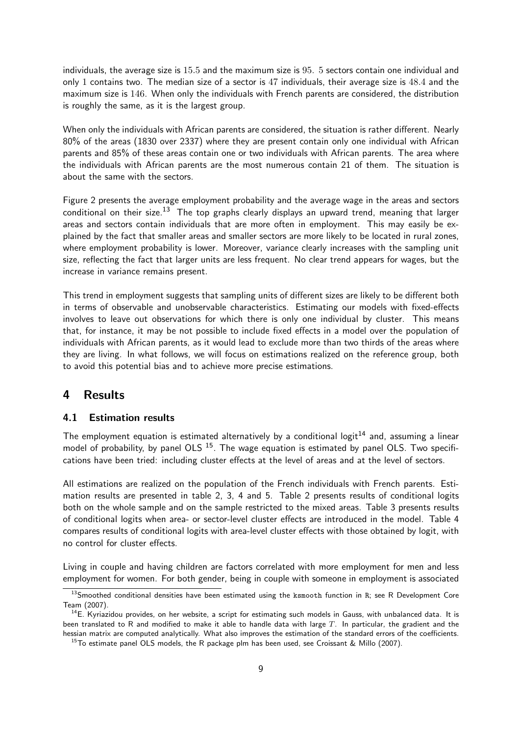individuals, the average size is $15.5$ and the maximum size is $95$. $5$ sectors contain one individual and only $1$ contains two. The median size of a sector is $47$ individuals, their average size is $48.4$ and the maximum size is $146$. When only the individuals with French parents are considered, the distribution is roughly the same, as it is the largest group.

When only the individuals with African parents are considered, the situation is rather different. Nearly 80% of the areas (1830 over 2337) where they are present contain only one individual with African parents and 85% of these areas contain one or two individuals with African parents. The area where the individuals with African parents are the most numerous contain 21 of them. The situation is about the same with the sectors.

Figure 2 presents the average employment probability and the average wage in the areas and sectors conditional on their size.[13] The top graphs clearly displays an upward trend, meaning that larger areas and sectors contain individuals that are more often in employment. This may easily be explained by the fact that smaller areas and smaller sectors are more likely to be located in rural zones, where employment probability is lower. Moreover, variance clearly increases with the sampling unit size, reflecting the fact that larger units are less frequent. No clear trend appears for wages, but the increase in variance remains present.

This trend in employment suggests that sampling units of different sizes are likely to be different both in terms of observable and unobservable characteristics. Estimating our models with fixed-effects involves to leave out observations for which there is only one individual by cluster. This means that, for instance, it may be not possible to include fixed effects in a model over the population of individuals with African parents, as it would lead to exclude more than two thirds of the areas where they are living. In what follows, we will focus on estimations realized on the reference group, both to avoid this potential bias and to achieve more precise estimations.

# 4 Results

## 4.1 Estimation results

The employment equation is estimated alternatively by a conditional logit[14] and, assuming a linear model of probability, by panel OLS [15]. The wage equation is estimated by panel OLS. Two specifications have been tried: including cluster effects at the level of areas and at the level of sectors.

All estimations are realized on the population of the French individuals with French parents. Estimation results are presented in table 2, 3, 4 and 5. Table 2 presents results of conditional logits both on the whole sample and on the sample restricted to the mixed areas. Table 3 presents results of conditional logits when area- or sector-level cluster effects are introduced in the model. Table 4 compares results of conditional logits with area-level cluster effects with those obtained by logit, with no control for cluster effects.

Living in couple and having children are factors correlated with more employment for men and less employment for women. For both gender, being in couple with someone in employment is associated

[13] Smoothed conditional densities have been estimated using the ksmooth function in R; see R Development Core Team (2007).

[14] E. Kyriazidou provides, on her website, a script for estimating such models in Gauss, with unbalanced data. It is been translated to R and modified to make it able to handle data with large $T$. In particular, the gradient and the hessian matrix are computed analytically. What also improves the estimation of the standard errors of the coefficients.

[15] To estimate panel OLS models, the R package plm has been used, see Croissant & Millo (2007).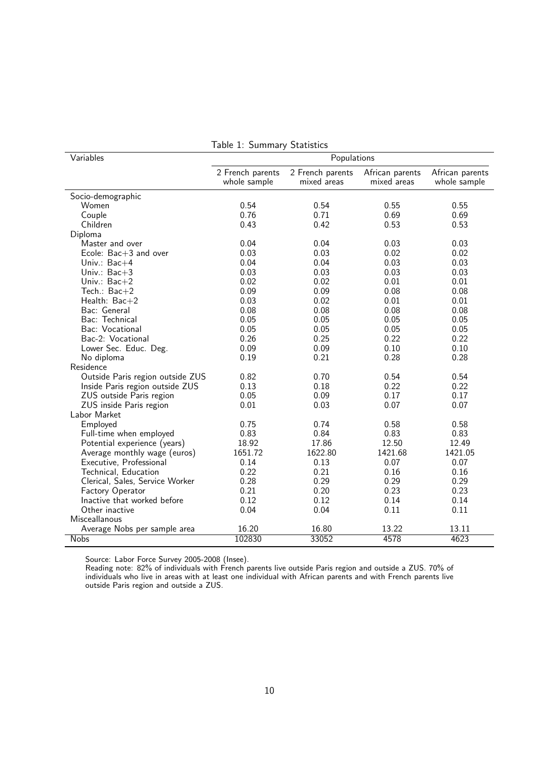Table 1: Summary Statistics

| Variables | Populations | | | |
|---|---|---|---|---|
| | 2 French parents whole sample | 2 French parents mixed areas | African parents mixed areas | African parents whole sample |
| Socio-demographic | | | | |
| Women | 0.54 | 0.54 | 0.55 | 0.55 |
| Couple | 0.76 | 0.71 | 0.69 | 0.69 |
| Children | 0.43 | 0.42 | 0.53 | 0.53 |
| Diploma | | | | |
| Master and over | 0.04 | 0.04 | 0.03 | 0.03 |
| Ecole: Bac+3 and over | 0.03 | 0.03 | 0.02 | 0.02 |
| Univ.: Bac+4 | 0.04 | 0.04 | 0.03 | 0.03 |
| Univ.: Bac+3 | 0.03 | 0.03 | 0.03 | 0.03 |
| Univ.: Bac+2 | 0.02 | 0.02 | 0.01 | 0.01 |
| Tech.: Bac+2 | 0.09 | 0.09 | 0.08 | 0.08 |
| Health: Bac+2 | 0.03 | 0.02 | 0.01 | 0.01 |
| Bac: General | 0.08 | 0.08 | 0.08 | 0.08 |
| Bac: Technical | 0.05 | 0.05 | 0.05 | 0.05 |
| Bac: Vocational | 0.05 | 0.05 | 0.05 | 0.05 |
| Bac-2: Vocational | 0.26 | 0.25 | 0.22 | 0.22 |
| Lower Sec. Educ. Deg. | 0.09 | 0.09 | 0.10 | 0.10 |
| No diploma | 0.19 | 0.21 | 0.28 | 0.28 |
| Residence | | | | |
| Outside Paris region outside ZUS | 0.82 | 0.70 | 0.54 | 0.54 |
| Inside Paris region outside ZUS | 0.13 | 0.18 | 0.22 | 0.22 |
| ZUS outside Paris region | 0.05 | 0.09 | 0.17 | 0.17 |
| ZUS inside Paris region | 0.01 | 0.03 | 0.07 | 0.07 |
| Labor Market | | | | |
| Employed | 0.75 | 0.74 | 0.58 | 0.58 |
| Full-time when employed | 0.83 | 0.84 | 0.83 | 0.83 |
| Potential experience (years) | 18.92 | 17.86 | 12.50 | 12.49 |
| Average monthly wage (euros) | 1651.72 | 1622.80 | 1421.68 | 1421.05 |
| Executive, Professional | 0.14 | 0.13 | 0.07 | 0.07 |
| Technical, Education | 0.22 | 0.21 | 0.16 | 0.16 |
| Clerical, Sales, Service Worker | 0.28 | 0.29 | 0.29 | 0.29 |
| Factory Operator | 0.21 | 0.20 | 0.23 | 0.23 |
| Inactive that worked before | 0.12 | 0.12 | 0.14 | 0.14 |
| Other inactive | 0.04 | 0.04 | 0.11 | 0.11 |
| Misceallanous | | | | |
| Average Nobs per sample area | 16.20 | 16.80 | 13.22 | 13.11 |
| Nobs | 102830 | 33052 | 4578 | 4623 |

Source: Labor Force Survey 2005-2008 (Insee).
Reading note: 82% of individuals with French parents live outside Paris region and outside a ZUS. 70% of individuals who live in areas with at least one individual with African parents and with French parents live outside Paris region and outside a ZUS.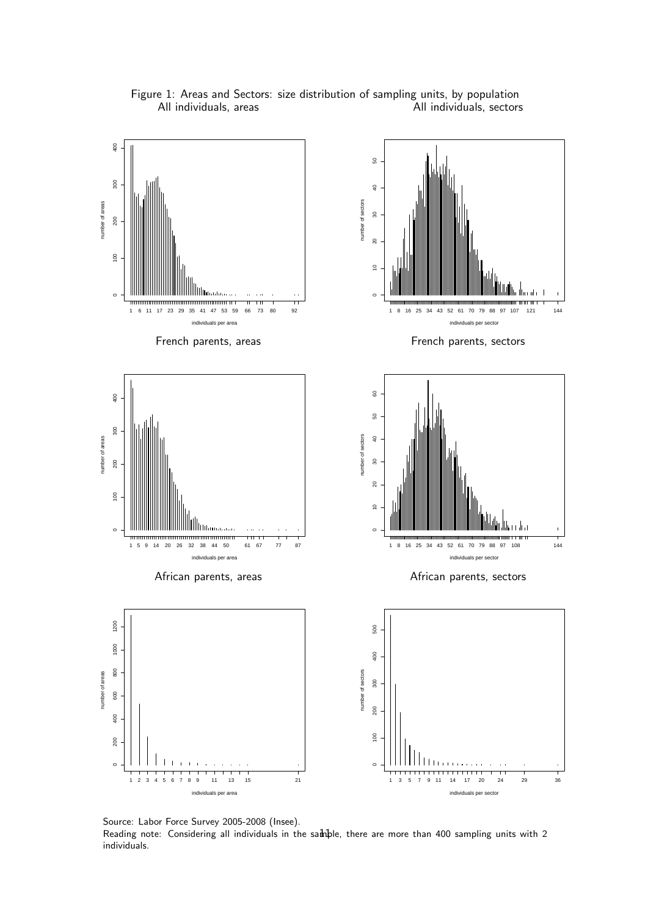Figure 1: Areas and Sectors: size distribution of sampling units, by population

All individuals, areas

All individuals, sectors

French parents, areas

French parents, sectors

African parents, areas

African parents, sectors

Source: Labor Force Survey 2005-2008 (Insee).

Reading note: Considering all individuals in the sample, there are more than 400 sampling units with 2 individuals.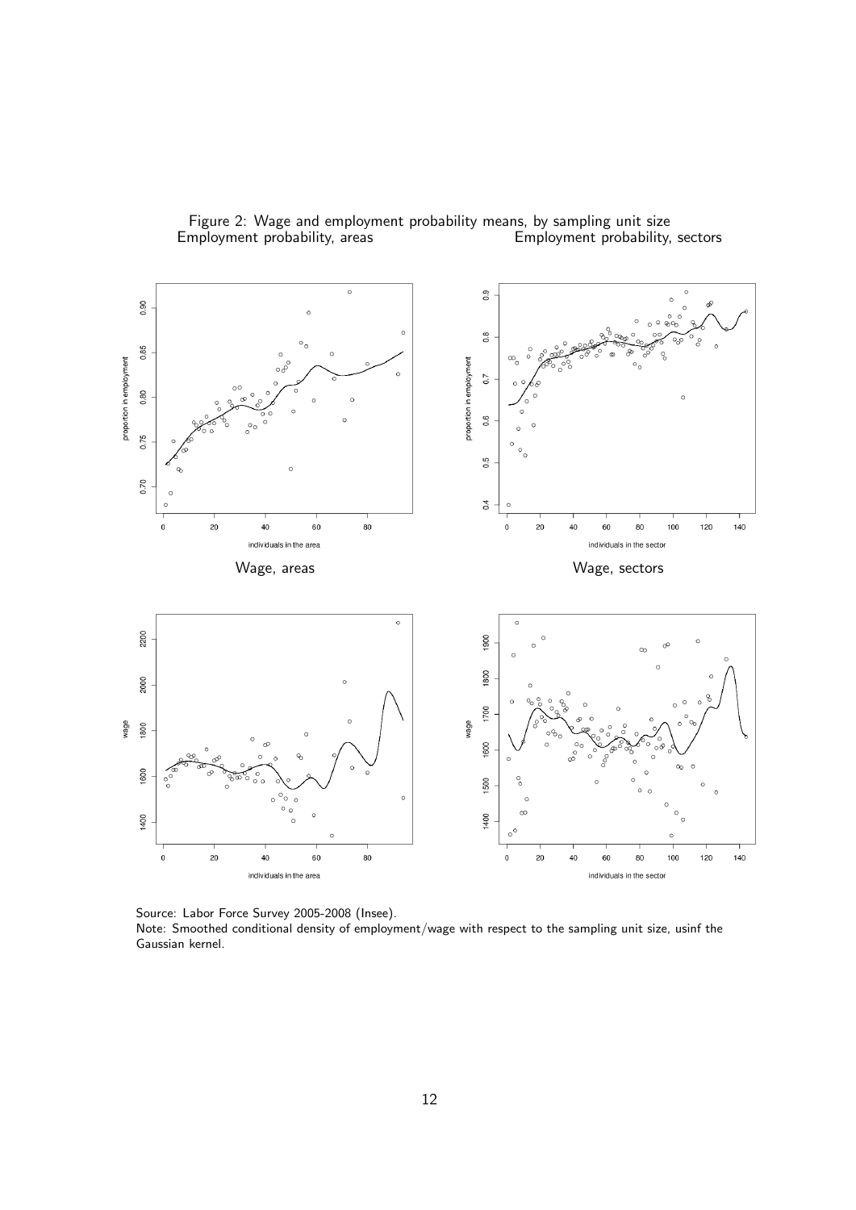Figure 2: Wage and employment probability means, by sampling unit size

Employment probability, areas | Employment probability, sectors

Wage, areas | Wage, sectors

Source: Labor Force Survey 2005-2008 (Insee).

Note: Smoothed conditional density of employment/wage with respect to the sampling unit size, usinf the Gaussian kernel.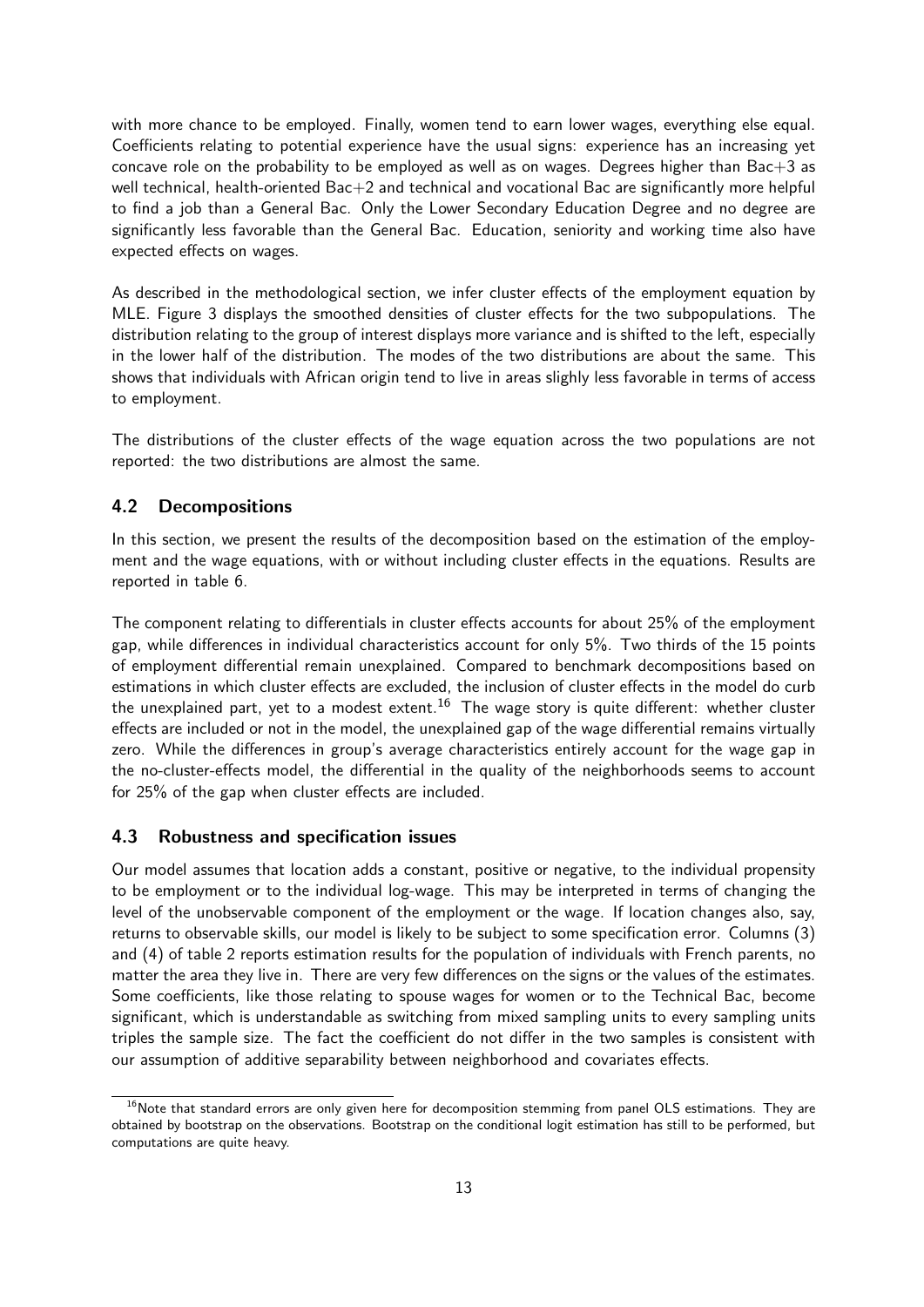with more chance to be employed. Finally, women tend to earn lower wages, everything else equal. Coefficients relating to potential experience have the usual signs: experience has an increasing yet concave role on the probability to be employed as well as on wages. Degrees higher than Bac+3 as well technical, health-oriented Bac+2 and technical and vocational Bac are significantly more helpful to find a job than a General Bac. Only the Lower Secondary Education Degree and no degree are significantly less favorable than the General Bac. Education, seniority and working time also have expected effects on wages.

As described in the methodological section, we infer cluster effects of the employment equation by MLE. Figure 3 displays the smoothed densities of cluster effects for the two subpopulations. The distribution relating to the group of interest displays more variance and is shifted to the left, especially in the lower half of the distribution. The modes of the two distributions are about the same. This shows that individuals with African origin tend to live in areas slighly less favorable in terms of access to employment.

The distributions of the cluster effects of the wage equation across the two populations are not reported: the two distributions are almost the same.

### 4.2 Decompositions

In this section, we present the results of the decomposition based on the estimation of the employment and the wage equations, with or without including cluster effects in the equations. Results are reported in table 6.

The component relating to differentials in cluster effects accounts for about 25% of the employment gap, while differences in individual characteristics account for only 5%. Two thirds of the 15 points of employment differential remain unexplained. Compared to benchmark decompositions based on estimations in which cluster effects are excluded, the inclusion of cluster effects in the model do curb the unexplained part, yet to a modest extent.[16] The wage story is quite different: whether cluster effects are included or not in the model, the unexplained gap of the wage differential remains virtually zero. While the differences in group's average characteristics entirely account for the wage gap in the no-cluster-effects model, the differential in the quality of the neighborhoods seems to account for 25% of the gap when cluster effects are included.

### 4.3 Robustness and specification issues

Our model assumes that location adds a constant, positive or negative, to the individual propensity to be employment or to the individual log-wage. This may be interpreted in terms of changing the level of the unobservable component of the employment or the wage. If location changes also, say, returns to observable skills, our model is likely to be subject to some specification error. Columns (3) and (4) of table 2 reports estimation results for the population of individuals with French parents, no matter the area they live in. There are very few differences on the signs or the values of the estimates. Some coefficients, like those relating to spouse wages for women or to the Technical Bac, become significant, which is understandable as switching from mixed sampling units to every sampling units triples the sample size. The fact the coefficient do not differ in the two samples is consistent with our assumption of additive separability between neighborhood and covariates effects.

---

[16] Note that standard errors are only given here for decomposition stemming from panel OLS estimations. They are obtained by bootstrap on the observations. Bootstrap on the conditional logit estimation has still to be performed, but computations are quite heavy.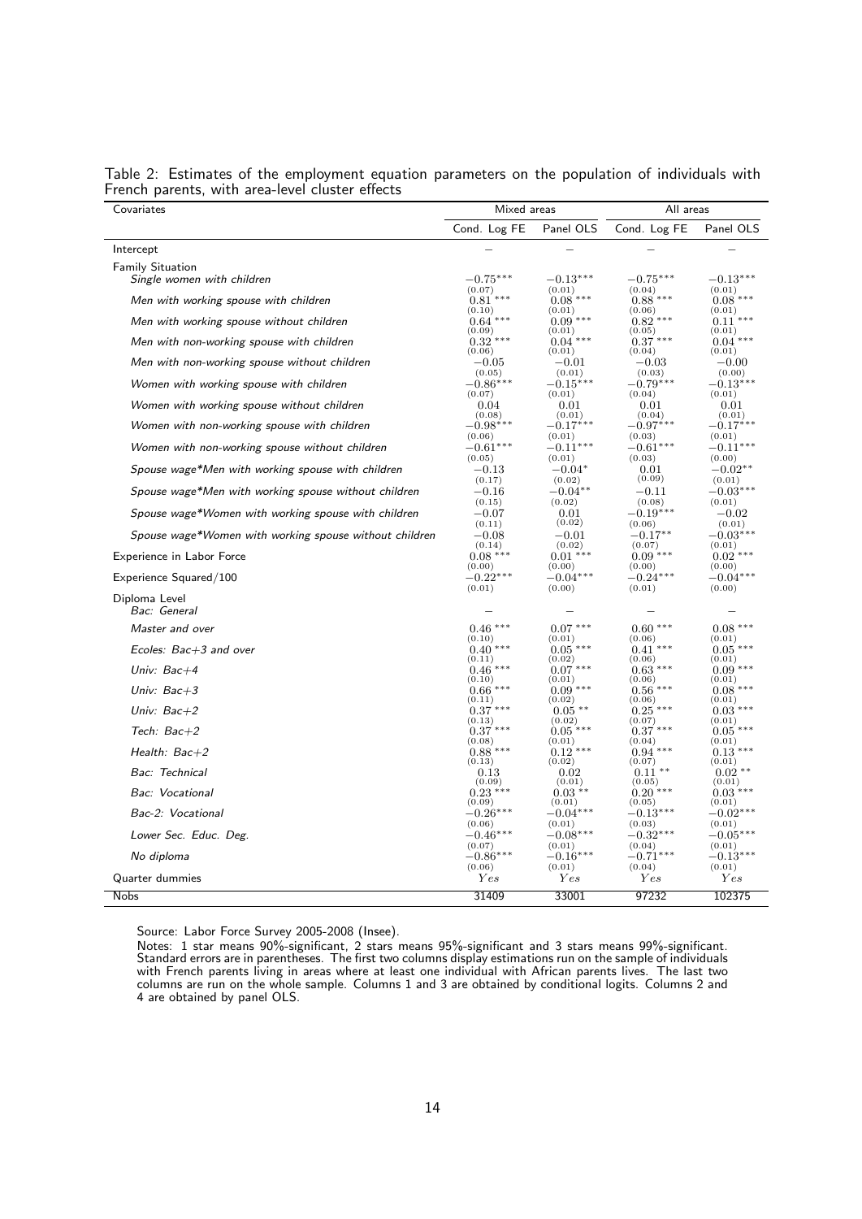Table 2: Estimates of the employment equation parameters on the population of individuals with French parents, with area-level cluster effects

| Covariates | Mixed areas | | All areas | |
|---|---|---|---|---|
| | Cond. Log FE | Panel OLS | Cond. Log FE | Panel OLS |
| Intercept | – | – | – | – |
| Family Situation | | | | |
| *Single women with children* | $-0.75^{***}$ (0.07) | $-0.13^{***}$ (0.01) | $-0.75^{***}$ (0.04) | $-0.13^{***}$ (0.01) |
| *Men with working spouse with children* | $0.81^{***}$ (0.10) | $0.08^{***}$ (0.01) | $0.88^{***}$ (0.06) | $0.08^{***}$ (0.01) |
| *Men with working spouse without children* | $0.64^{***}$ (0.09) | $0.09^{***}$ (0.01) | $0.82^{***}$ (0.05) | $0.11^{***}$ (0.01) |
| *Men with non-working spouse with children* | $0.32^{***}$ (0.06) | $0.04^{***}$ (0.01) | $0.37^{***}$ (0.04) | $0.04^{***}$ (0.01) |
| *Men with non-working spouse without children* | $-0.05$ (0.05) | $-0.01$ (0.01) | $-0.03$ (0.03) | $-0.00$ (0.00) |
| *Women with working spouse with children* | $-0.86^{***}$ (0.07) | $-0.15^{***}$ (0.01) | $-0.79^{***}$ (0.04) | $-0.13^{***}$ (0.01) |
| *Women with working spouse without children* | 0.04 (0.08) | 0.01 (0.01) | 0.01 (0.04) | 0.01 (0.01) |
| *Women with non-working spouse with children* | $-0.98^{***}$ (0.06) | $-0.17^{***}$ (0.01) | $-0.97^{***}$ (0.03) | $-0.17^{***}$ (0.01) |
| *Women with non-working spouse without children* | $-0.61^{***}$ (0.05) | $-0.11^{***}$ (0.01) | $-0.61^{***}$ (0.03) | $-0.11^{***}$ (0.00) |
| *Spouse wage\*Men with working spouse with children* | $-0.13$ (0.17) | $-0.04^{*}$ (0.02) | 0.01 (0.09) | $-0.02^{**}$ (0.01) |
| *Spouse wage\*Men with working spouse without children* | $-0.16$ (0.15) | $-0.04^{**}$ (0.02) | $-0.11$ (0.08) | $-0.03^{***}$ (0.01) |
| *Spouse wage\*Women with working spouse with children* | $-0.07$ (0.11) | 0.01 (0.02) | $-0.19^{***}$ (0.06) | $-0.02$ (0.01) |
| *Spouse wage\*Women with working spouse without children* | $-0.08$ (0.14) | $-0.01$ (0.02) | $-0.17^{**}$ (0.07) | $-0.03^{***}$ (0.01) |
| Experience in Labor Force | $0.08^{***}$ (0.00) | $0.01^{***}$ (0.00) | $0.09^{***}$ (0.00) | $0.02^{***}$ (0.00) |
| Experience Squared/100 | $-0.22^{***}$ (0.01) | $-0.04^{***}$ (0.00) | $-0.24^{***}$ (0.01) | $-0.04^{***}$ (0.00) |
| Diploma Level | | | | |
| *Bac: General* | – | – | – | – |
| *Master and over* | $0.46^{***}$ (0.10) | $0.07^{***}$ (0.01) | $0.60^{***}$ (0.06) | $0.08^{***}$ (0.01) |
| *Ecoles: Bac+3 and over* | $0.40^{***}$ (0.11) | $0.05^{***}$ (0.02) | $0.41^{***}$ (0.06) | $0.05^{***}$ (0.01) |
| *Univ: Bac+4* | $0.46^{***}$ (0.10) | $0.07^{***}$ (0.01) | $0.63^{***}$ (0.06) | $0.09^{***}$ (0.01) |
| *Univ: Bac+3* | $0.66^{***}$ (0.11) | $0.09^{***}$ (0.02) | $0.56^{***}$ (0.06) | $0.08^{***}$ (0.01) |
| *Univ: Bac+2* | $0.37^{***}$ (0.13) | $0.05^{**}$ (0.02) | $0.25^{***}$ (0.07) | $0.03^{***}$ (0.01) |
| *Tech: Bac+2* | $0.37^{***}$ (0.08) | $0.05^{***}$ (0.01) | $0.37^{***}$ (0.04) | $0.05^{***}$ (0.01) |
| *Health: Bac+2* | $0.88^{***}$ (0.13) | $0.12^{***}$ (0.02) | $0.94^{***}$ (0.07) | $0.13^{***}$ (0.01) |
| *Bac: Technical* | 0.13 (0.09) | 0.02 (0.01) | $0.11^{**}$ (0.05) | $0.02^{**}$ (0.01) |
| *Bac: Vocational* | $0.23^{***}$ (0.09) | $0.03^{**}$ (0.01) | $0.20^{***}$ (0.05) | $0.03^{***}$ (0.01) |
| *Bac-2: Vocational* | $-0.26^{***}$ (0.06) | $-0.04^{***}$ (0.01) | $-0.13^{***}$ (0.03) | $-0.02^{***}$ (0.01) |
| *Lower Sec. Educ. Deg.* | $-0.46^{***}$ (0.07) | $-0.08^{***}$ (0.01) | $-0.32^{***}$ (0.04) | $-0.05^{***}$ (0.01) |
| *No diploma* | $-0.86^{***}$ (0.06) | $-0.16^{***}$ (0.01) | $-0.71^{***}$ (0.04) | $-0.13^{***}$ (0.01) |
| Quarter dummies | *Yes* | *Yes* | *Yes* | *Yes* |
| Nobs | 31409 | 33001 | 97232 | 102375 |

Source: Labor Force Survey 2005-2008 (Insee).

Notes: 1 star means 90%-significant, 2 stars means 95%-significant and 3 stars means 99%-significant. Standard errors are in parentheses. The first two columns display estimations run on the sample of individuals with French parents living in areas where at least one individual with African parents lives. The last two columns are run on the whole sample. Columns 1 and 3 are obtained by conditional logits. Columns 2 and 4 are obtained by panel OLS.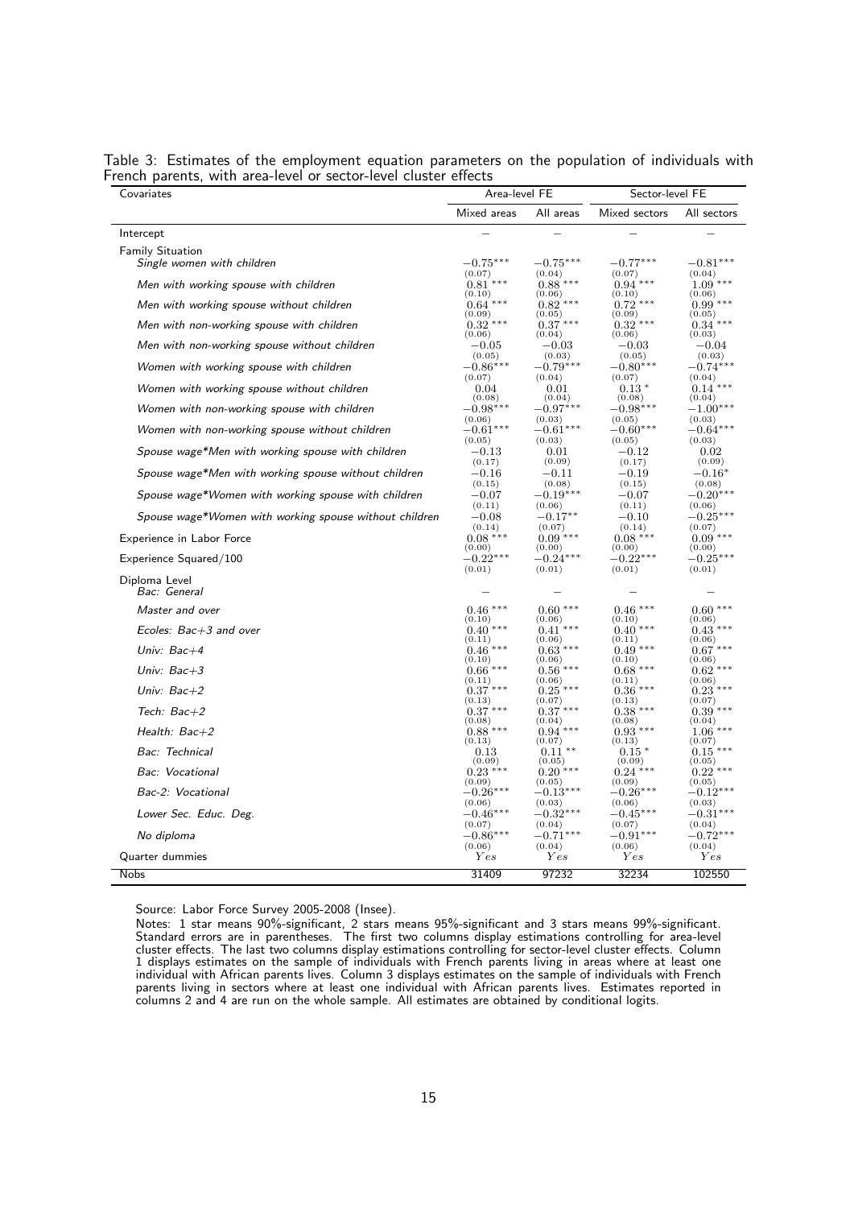Table 3: Estimates of the employment equation parameters on the population of individuals with French parents, with area-level or sector-level cluster effects

| Covariates | Area-level FE | | Sector-level FE | |
|---|---|---|---|---|
| | Mixed areas | All areas | Mixed sectors | All sectors |
| Intercept | – | – | – | – |
| Family Situation | | | | |
| *Single women with children* | $-0.75^{***}$ (0.07) | $-0.75^{***}$ (0.04) | $-0.77^{***}$ (0.07) | $-0.81^{***}$ (0.04) |
| *Men with working spouse with children* | $0.81^{***}$ (0.10) | $0.88^{***}$ (0.06) | $0.94^{***}$ (0.10) | $1.09^{***}$ (0.06) |
| *Men with working spouse without children* | $0.64^{***}$ (0.09) | $0.82^{***}$ (0.05) | $0.72^{***}$ (0.09) | $0.99^{***}$ (0.05) |
| *Men with non-working spouse with children* | $0.32^{***}$ (0.06) | $0.37^{***}$ (0.04) | $0.32^{***}$ (0.06) | $0.34^{***}$ (0.03) |
| *Men with non-working spouse without children* | $-0.05$ (0.05) | $-0.03$ (0.03) | $-0.03$ (0.05) | $-0.04$ (0.03) |
| *Women with working spouse with children* | $-0.86^{***}$ (0.07) | $-0.79^{***}$ (0.04) | $-0.80^{***}$ (0.07) | $-0.74^{***}$ (0.04) |
| *Women with working spouse without children* | $0.04$ (0.08) | $0.01$ (0.04) | $0.13^{*}$ (0.08) | $0.14^{***}$ (0.04) |
| *Women with non-working spouse with children* | $-0.98^{***}$ (0.06) | $-0.97^{***}$ (0.03) | $-0.98^{***}$ (0.05) | $-1.00^{***}$ (0.03) |
| *Women with non-working spouse without children* | $-0.61^{***}$ (0.05) | $-0.61^{***}$ (0.03) | $-0.60^{***}$ (0.05) | $-0.64^{***}$ (0.03) |
| *Spouse wage\*Men with working spouse with children* | $-0.13$ (0.17) | $0.01$ (0.09) | $-0.12$ (0.17) | $0.02$ (0.09) |
| *Spouse wage\*Men with working spouse without children* | $-0.16$ (0.15) | $-0.11$ (0.08) | $-0.19$ (0.15) | $-0.16^{*}$ (0.08) |
| *Spouse wage\*Women with working spouse with children* | $-0.07$ (0.11) | $-0.19^{***}$ (0.06) | $-0.07$ (0.11) | $-0.20^{***}$ (0.06) |
| *Spouse wage\*Women with working spouse without children* | $-0.08$ (0.14) | $-0.17^{**}$ (0.07) | $-0.10$ (0.14) | $-0.25^{***}$ (0.07) |
| Experience in Labor Force | $0.08^{***}$ (0.00) | $0.09^{***}$ (0.00) | $0.08^{***}$ (0.00) | $0.09^{***}$ (0.00) |
| Experience Squared/100 | $-0.22^{***}$ (0.01) | $-0.24^{***}$ (0.01) | $-0.22^{***}$ (0.01) | $-0.25^{***}$ (0.01) |
| Diploma Level | | | | |
| *Bac: General* | – | – | – | – |
| *Master and over* | $0.46^{***}$ (0.10) | $0.60^{***}$ (0.06) | $0.46^{***}$ (0.10) | $0.60^{***}$ (0.06) |
| *Ecoles: Bac+3 and over* | $0.40^{***}$ (0.11) | $0.41^{***}$ (0.06) | $0.40^{***}$ (0.11) | $0.43^{***}$ (0.06) |
| *Univ: Bac+4* | $0.46^{***}$ (0.10) | $0.63^{***}$ (0.06) | $0.49^{***}$ (0.10) | $0.67^{***}$ (0.06) |
| *Univ: Bac+3* | $0.66^{***}$ (0.11) | $0.56^{***}$ (0.06) | $0.68^{***}$ (0.11) | $0.62^{***}$ (0.06) |
| *Univ: Bac+2* | $0.37^{***}$ (0.13) | $0.25^{***}$ (0.07) | $0.36^{***}$ (0.13) | $0.23^{***}$ (0.07) |
| *Tech: Bac+2* | $0.37^{***}$ (0.08) | $0.37^{***}$ (0.04) | $0.38^{***}$ (0.08) | $0.39^{***}$ (0.04) |
| *Health: Bac+2* | $0.88^{***}$ (0.13) | $0.94^{***}$ (0.07) | $0.93^{***}$ (0.13) | $1.06^{***}$ (0.07) |
| *Bac: Technical* | $0.13$ (0.09) | $0.11^{**}$ (0.05) | $0.15^{*}$ (0.09) | $0.15^{***}$ (0.05) |
| *Bac: Vocational* | $0.23^{***}$ (0.09) | $0.20^{***}$ (0.05) | $0.24^{***}$ (0.09) | $0.22^{***}$ (0.05) |
| *Bac-2: Vocational* | $-0.26^{***}$ (0.06) | $-0.13^{***}$ (0.03) | $-0.26^{***}$ (0.06) | $-0.12^{***}$ (0.03) |
| *Lower Sec. Educ. Deg.* | $-0.46^{***}$ (0.07) | $-0.32^{***}$ (0.04) | $-0.45^{***}$ (0.07) | $-0.31^{***}$ (0.04) |
| *No diploma* | $-0.86^{***}$ (0.06) | $-0.71^{***}$ (0.04) | $-0.91^{***}$ (0.06) | $-0.72^{***}$ (0.04) |
| Quarter dummies | *Yes* | *Yes* | *Yes* | *Yes* |
| Nobs | 31409 | 97232 | 32234 | 102550 |

Source: Labor Force Survey 2005-2008 (Insee).

Notes: 1 star means 90%-significant, 2 stars means 95%-significant and 3 stars means 99%-significant. Standard errors are in parentheses. The first two columns display estimations controlling for area-level cluster effects. The last two columns display estimations controlling for sector-level cluster effects. Column 1 displays estimates on the sample of individuals with French parents living in areas where at least one individual with African parents lives. Column 3 displays estimates on the sample of individuals with French parents living in sectors where at least one individual with African parents lives. Estimates reported in columns 2 and 4 are run on the whole sample. All estimates are obtained by conditional logits.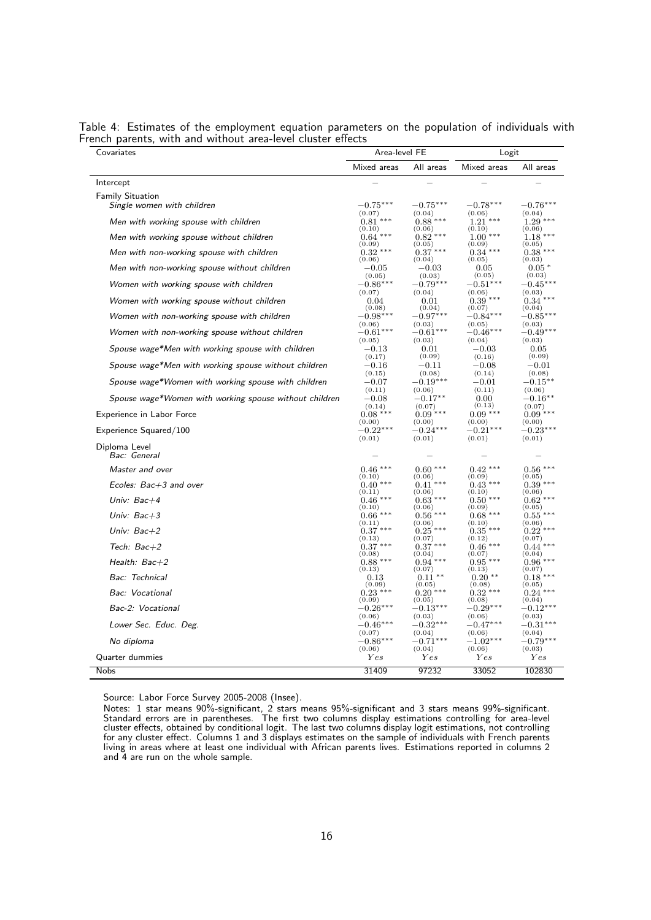Table 4: Estimates of the employment equation parameters on the population of individuals with French parents, with and without area-level cluster effects

| Covariates | Area-level FE | | Logit | |
|---|---|---|---|---|
| | Mixed areas | All areas | Mixed areas | All areas |
| Intercept | – | – | – | – |
| Family Situation | | | | |
| *Single women with children* | $-0.75^{***}$ (0.07) | $-0.75^{***}$ (0.04) | $-0.78^{***}$ (0.06) | $-0.76^{***}$ (0.04) |
| *Men with working spouse with children* | $0.81^{***}$ (0.10) | $0.88^{***}$ (0.06) | $1.21^{***}$ (0.10) | $1.29^{***}$ (0.06) |
| *Men with working spouse without children* | $0.64^{***}$ (0.09) | $0.82^{***}$ (0.05) | $1.00^{***}$ (0.09) | $1.18^{***}$ (0.05) |
| *Men with non-working spouse with children* | $0.32^{***}$ (0.06) | $0.37^{***}$ (0.04) | $0.34^{***}$ (0.05) | $0.38^{***}$ (0.03) |
| *Men with non-working spouse without children* | $-0.05$ (0.05) | $-0.03$ (0.03) | $0.05$ (0.05) | $0.05^{*}$ (0.03) |
| *Women with working spouse with children* | $-0.86^{***}$ (0.07) | $-0.79^{***}$ (0.04) | $-0.51^{***}$ (0.06) | $-0.45^{***}$ (0.03) |
| *Women with working spouse without children* | $0.04$ (0.08) | $0.01$ (0.04) | $0.39^{***}$ (0.07) | $0.34^{***}$ (0.04) |
| *Women with non-working spouse with children* | $-0.98^{***}$ (0.06) | $-0.97^{***}$ (0.03) | $-0.84^{***}$ (0.05) | $-0.85^{***}$ (0.03) |
| *Women with non-working spouse without children* | $-0.61^{***}$ (0.05) | $-0.61^{***}$ (0.03) | $-0.46^{***}$ (0.04) | $-0.49^{***}$ (0.03) |
| *Spouse wage\*Men with working spouse with children* | $-0.13$ (0.17) | $0.01$ (0.09) | $-0.03$ (0.16) | $0.05$ (0.09) |
| *Spouse wage\*Men with working spouse without children* | $-0.16$ (0.15) | $-0.11$ (0.08) | $-0.08$ (0.14) | $-0.01$ (0.08) |
| *Spouse wage\*Women with working spouse with children* | $-0.07$ (0.11) | $-0.19^{***}$ (0.06) | $-0.01$ (0.11) | $-0.15^{**}$ (0.06) |
| *Spouse wage\*Women with working spouse without children* | $-0.08$ (0.14) | $-0.17^{**}$ (0.07) | $0.00$ (0.13) | $-0.16^{**}$ (0.07) |
| Experience in Labor Force | $0.08^{***}$ (0.00) | $0.09^{***}$ (0.00) | $0.09^{***}$ (0.00) | $0.09^{***}$ (0.00) |
| Experience Squared/100 | $-0.22^{***}$ (0.01) | $-0.24^{***}$ (0.01) | $-0.21^{***}$ (0.01) | $-0.23^{***}$ (0.01) |
| Diploma Level | | | | |
| *Bac: General* | – | – | – | – |
| *Master and over* | $0.46^{***}$ (0.10) | $0.60^{***}$ (0.06) | $0.42^{***}$ (0.09) | $0.56^{***}$ (0.05) |
| *Ecoles: Bac+3 and over* | $0.40^{***}$ (0.11) | $0.41^{***}$ (0.06) | $0.43^{***}$ (0.10) | $0.39^{***}$ (0.06) |
| *Univ: Bac+4* | $0.46^{***}$ (0.10) | $0.63^{***}$ (0.06) | $0.50^{***}$ (0.09) | $0.62^{***}$ (0.05) |
| *Univ: Bac+3* | $0.66^{***}$ (0.11) | $0.56^{***}$ (0.06) | $0.68^{***}$ (0.10) | $0.55^{***}$ (0.06) |
| *Univ: Bac+2* | $0.37^{***}$ (0.13) | $0.25^{***}$ (0.07) | $0.35^{***}$ (0.12) | $0.22^{***}$ (0.07) |
| *Tech: Bac+2* | $0.37^{***}$ (0.08) | $0.37^{***}$ (0.04) | $0.46^{***}$ (0.07) | $0.44^{***}$ (0.04) |
| *Health: Bac+2* | $0.88^{***}$ (0.13) | $0.94^{***}$ (0.07) | $0.95^{***}$ (0.13) | $0.96^{***}$ (0.07) |
| *Bac: Technical* | $0.13$ (0.09) | $0.11^{**}$ (0.05) | $0.20^{**}$ (0.08) | $0.18^{***}$ (0.05) |
| *Bac: Vocational* | $0.23^{***}$ (0.09) | $0.20^{***}$ (0.05) | $0.32^{***}$ (0.08) | $0.24^{***}$ (0.04) |
| *Bac-2: Vocational* | $-0.26^{***}$ (0.06) | $-0.13^{***}$ (0.03) | $-0.29^{***}$ (0.06) | $-0.12^{***}$ (0.03) |
| *Lower Sec. Educ. Deg.* | $-0.46^{***}$ (0.07) | $-0.32^{***}$ (0.04) | $-0.47^{***}$ (0.06) | $-0.31^{***}$ (0.04) |
| *No diploma* | $-0.86^{***}$ (0.06) | $-0.71^{***}$ (0.04) | $-1.02^{***}$ (0.06) | $-0.79^{***}$ (0.03) |
| Quarter dummies | $Yes$ | $Yes$ | $Yes$ | $Yes$ |
| Nobs | 31409 | 97232 | 33052 | 102830 |

Source: Labor Force Survey 2005-2008 (Insee).

Notes: 1 star means 90%-significant, 2 stars means 95%-significant and 3 stars means 99%-significant. Standard errors are in parentheses. The first two columns display estimations controlling for area-level cluster effects, obtained by conditional logit. The last two columns display logit estimations, not controlling for any cluster effect. Columns 1 and 3 displays estimates on the sample of individuals with French parents living in areas where at least one individual with African parents lives. Estimations reported in columns 2 and 4 are run on the whole sample.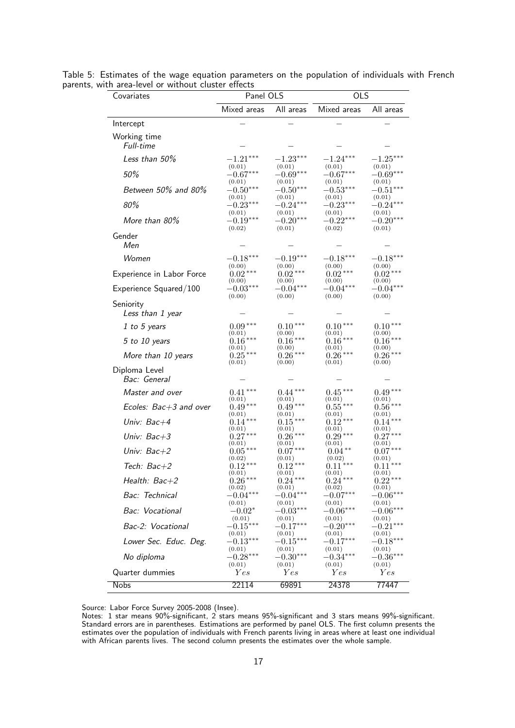Table 5: Estimates of the wage equation parameters on the population of individuals with French parents, with area-level or without cluster effects

| Covariates | Panel OLS | | OLS | |
|---|---|---|---|---|
| | Mixed areas | All areas | Mixed areas | All areas |
| Intercept | – | – | – | – |
| Working time | | | | |
| *Full-time* | – | – | – | – |
| *Less than 50%* | $-1.21^{***}$ (0.01) | $-1.23^{***}$ (0.01) | $-1.24^{***}$ (0.01) | $-1.25^{***}$ (0.01) |
| *50%* | $-0.67^{***}$ (0.01) | $-0.69^{***}$ (0.01) | $-0.67^{***}$ (0.01) | $-0.69^{***}$ (0.01) |
| *Between 50% and 80%* | $-0.50^{***}$ (0.01) | $-0.50^{***}$ (0.01) | $-0.53^{***}$ (0.01) | $-0.51^{***}$ (0.01) |
| *80%* | $-0.23^{***}$ (0.01) | $-0.24^{***}$ (0.01) | $-0.23^{***}$ (0.01) | $-0.24^{***}$ (0.01) |
| *More than 80%* | $-0.19^{***}$ (0.02) | $-0.20^{***}$ (0.01) | $-0.22^{***}$ (0.02) | $-0.20^{***}$ (0.01) |
| Gender | | | | |
| *Men* | – | – | – | – |
| *Women* | $-0.18^{***}$ (0.00) | $-0.19^{***}$ (0.00) | $-0.18^{***}$ (0.00) | $-0.18^{***}$ (0.00) |
| Experience in Labor Force | $0.02^{***}$ (0.00) | $0.02^{***}$ (0.00) | $0.02^{***}$ (0.00) | $0.02^{***}$ (0.00) |
| Experience Squared/100 | $-0.03^{***}$ (0.00) | $-0.04^{***}$ (0.00) | $-0.04^{***}$ (0.00) | $-0.04^{***}$ (0.00) |
| Seniority | | | | |
| *Less than 1 year* | – | – | – | – |
| *1 to 5 years* | $0.09^{***}$ (0.01) | $0.10^{***}$ (0.00) | $0.10^{***}$ (0.01) | $0.10^{***}$ (0.00) |
| *5 to 10 years* | $0.16^{***}$ (0.01) | $0.16^{***}$ (0.00) | $0.16^{***}$ (0.01) | $0.16^{***}$ (0.00) |
| *More than 10 years* | $0.25^{***}$ (0.01) | $0.26^{***}$ (0.00) | $0.26^{***}$ (0.01) | $0.26^{***}$ (0.00) |
| Diploma Level | | | | |
| *Bac: General* | – | – | – | – |
| *Master and over* | $0.41^{***}$ (0.01) | $0.44^{***}$ (0.01) | $0.45^{***}$ (0.01) | $0.49^{***}$ (0.01) |
| *Ecoles: Bac+3 and over* | $0.49^{***}$ (0.01) | $0.49^{***}$ (0.01) | $0.55^{***}$ (0.01) | $0.56^{***}$ (0.01) |
| *Univ: Bac+4* | $0.14^{***}$ (0.01) | $0.15^{***}$ (0.01) | $0.12^{***}$ (0.01) | $0.14^{***}$ (0.01) |
| *Univ: Bac+3* | $0.27^{***}$ (0.01) | $0.26^{***}$ (0.01) | $0.29^{***}$ (0.01) | $0.27^{***}$ (0.01) |
| *Univ: Bac+2* | $0.05^{***}$ (0.02) | $0.07^{***}$ (0.01) | $0.04^{**}$ (0.02) | $0.07^{***}$ (0.01) |
| *Tech: Bac+2* | $0.12^{***}$ (0.01) | $0.12^{***}$ (0.01) | $0.11^{***}$ (0.01) | $0.11^{***}$ (0.01) |
| *Health: Bac+2* | $0.26^{***}$ (0.02) | $0.24^{***}$ (0.01) | $0.24^{***}$ (0.02) | $0.22^{***}$ (0.01) |
| *Bac: Technical* | $-0.04^{***}$ (0.01) | $-0.04^{***}$ (0.01) | $-0.07^{***}$ (0.01) | $-0.06^{***}$ (0.01) |
| *Bac: Vocational* | $-0.02^{*}$ (0.01) | $-0.03^{***}$ (0.01) | $-0.06^{***}$ (0.01) | $-0.06^{***}$ (0.01) |
| *Bac-2: Vocational* | $-0.15^{***}$ (0.01) | $-0.17^{***}$ (0.01) | $-0.20^{***}$ (0.01) | $-0.21^{***}$ (0.01) |
| *Lower Sec. Educ. Deg.* | $-0.13^{***}$ (0.01) | $-0.15^{***}$ (0.01) | $-0.17^{***}$ (0.01) | $-0.18^{***}$ (0.01) |
| *No diploma* | $-0.28^{***}$ (0.01) | $-0.30^{***}$ (0.01) | $-0.34^{***}$ (0.01) | $-0.36^{***}$ (0.01) |
| Quarter dummies | Yes | Yes | Yes | Yes |
| Nobs | 22114 | 69891 | 24378 | 77447 |

Source: Labor Force Survey 2005-2008 (Insee).
Notes: 1 star means 90%-significant, 2 stars means 95%-significant and 3 stars means 99%-significant. Standard errors are in parentheses. Estimations are performed by panel OLS. The first column presents the estimates over the population of individuals with French parents living in areas where at least one individual with African parents lives. The second column presents the estimates over the whole sample.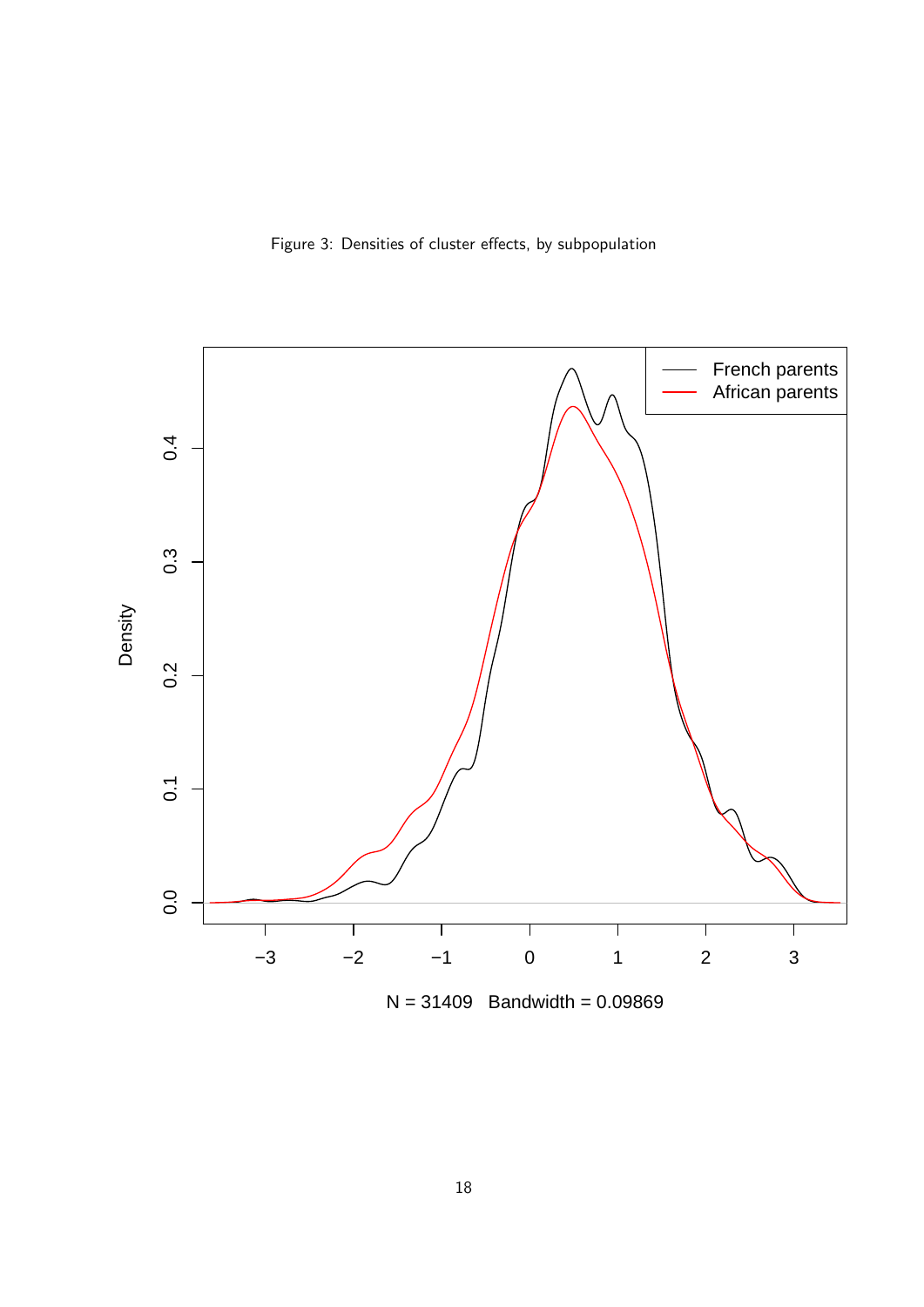Figure 3: Densities of cluster effects, by subpopulation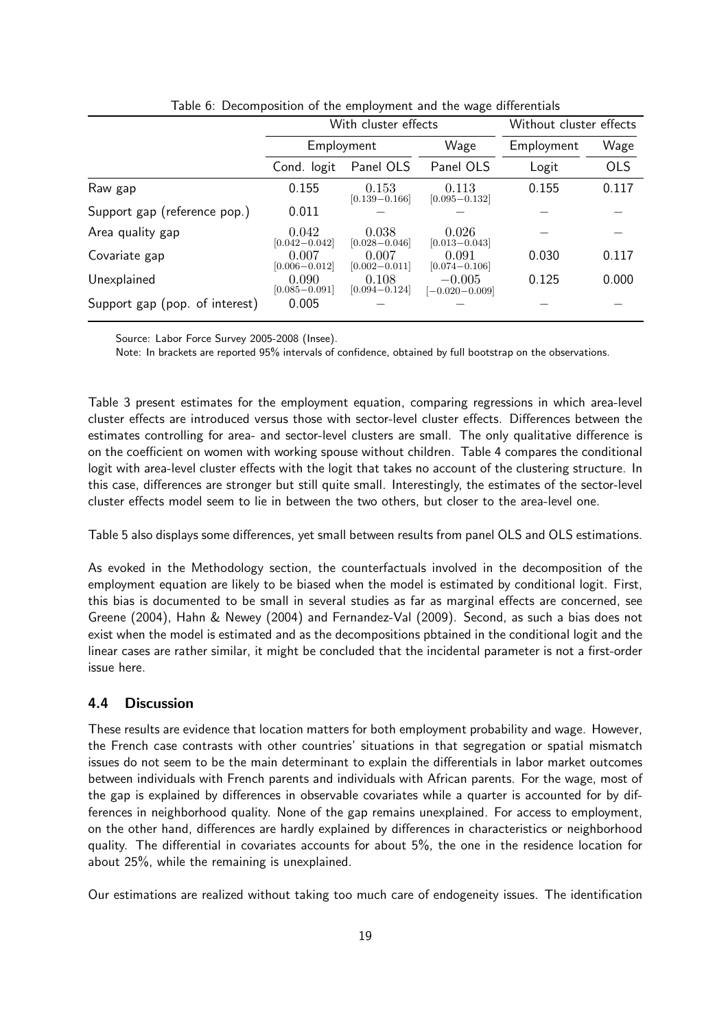Table 6: Decomposition of the employment and the wage differentials

| | With cluster effects | | | Without cluster effects | |
|---|---|---|---|---|---|
| | Employment | | Wage | Employment | Wage |
| | Cond. logit | Panel OLS | Panel OLS | Logit | OLS |
| Raw gap | 0.155 | 0.153 [0.139−0.166] | 0.113 [0.095−0.132] | 0.155 | 0.117 |
| Support gap (reference pop.) | 0.011 | − | − | − | − |
| Area quality gap | 0.042 [0.042−0.042] | 0.038 [0.028−0.046] | 0.026 [0.013−0.043] | − | − |
| Covariate gap | 0.007 [0.006−0.012] | 0.007 [0.002−0.011] | 0.091 [0.074−0.106] | 0.030 | 0.117 |
| Unexplained | 0.090 [0.085−0.091] | 0.108 [0.094−0.124] | −0.005 [−0.020−0.009] | 0.125 | 0.000 |
| Support gap (pop. of interest) | 0.005 | − | − | − | − |

Source: Labor Force Survey 2005-2008 (Insee).

Note: In brackets are reported 95% intervals of confidence, obtained by full bootstrap on the observations.

Table 3 present estimates for the employment equation, comparing regressions in which area-level cluster effects are introduced versus those with sector-level cluster effects. Differences between the estimates controlling for area- and sector-level clusters are small. The only qualitative difference is on the coefficient on women with working spouse without children. Table 4 compares the conditional logit with area-level cluster effects with the logit that takes no account of the clustering structure. In this case, differences are stronger but still quite small. Interestingly, the estimates of the sector-level cluster effects model seem to lie in between the two others, but closer to the area-level one.

Table 5 also displays some differences, yet small between results from panel OLS and OLS estimations.

As evoked in the Methodology section, the counterfactuals involved in the decomposition of the employment equation are likely to be biased when the model is estimated by conditional logit. First, this bias is documented to be small in several studies as far as marginal effects are concerned, see Greene (2004), Hahn & Newey (2004) and Fernandez-Val (2009). Second, as such a bias does not exist when the model is estimated and as the decompositions pbtained in the conditional logit and the linear cases are rather similar, it might be concluded that the incidental parameter is not a first-order issue here.

### 4.4 Discussion

These results are evidence that location matters for both employment probability and wage. However, the French case contrasts with other countries' situations in that segregation or spatial mismatch issues do not seem to be the main determinant to explain the differentials in labor market outcomes between individuals with French parents and individuals with African parents. For the wage, most of the gap is explained by differences in observable covariates while a quarter is accounted for by differences in neighborhood quality. None of the gap remains unexplained. For access to employment, on the other hand, differences are hardly explained by differences in characteristics or neighborhood quality. The differential in covariates accounts for about 5%, the one in the residence location for about 25%, while the remaining is unexplained.

Our estimations are realized without taking too much care of endogeneity issues. The identification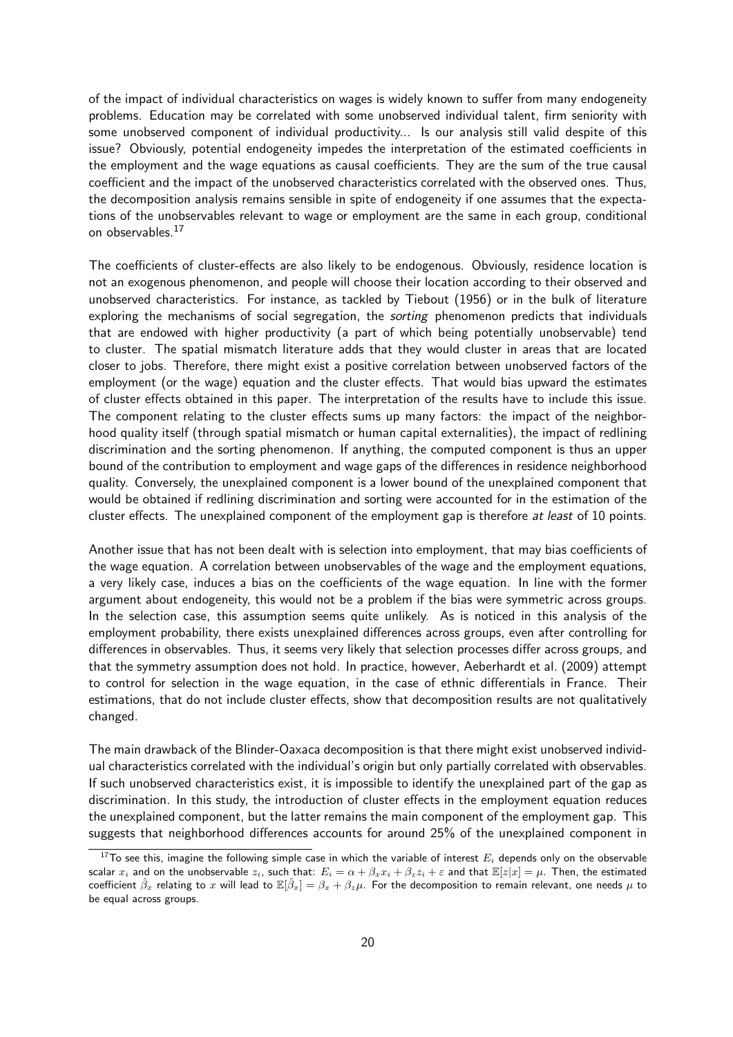of the impact of individual characteristics on wages is widely known to suffer from many endogeneity problems. Education may be correlated with some unobserved individual talent, firm seniority with some unobserved component of individual productivity... Is our analysis still valid despite of this issue? Obviously, potential endogeneity impedes the interpretation of the estimated coefficients in the employment and the wage equations as causal coefficients. They are the sum of the true causal coefficient and the impact of the unobserved characteristics correlated with the observed ones. Thus, the decomposition analysis remains sensible in spite of endogeneity if one assumes that the expectations of the unobservables relevant to wage or employment are the same in each group, conditional on observables.[17]

The coefficients of cluster-effects are also likely to be endogenous. Obviously, residence location is not an exogenous phenomenon, and people will choose their location according to their observed and unobserved characteristics. For instance, as tackled by Tiebout (1956) or in the bulk of literature exploring the mechanisms of social segregation, the *sorting* phenomenon predicts that individuals that are endowed with higher productivity (a part of which being potentially unobservable) tend to cluster. The spatial mismatch literature adds that they would cluster in areas that are located closer to jobs. Therefore, there might exist a positive correlation between unobserved factors of the employment (or the wage) equation and the cluster effects. That would bias upward the estimates of cluster effects obtained in this paper. The interpretation of the results have to include this issue. The component relating to the cluster effects sums up many factors: the impact of the neighborhood quality itself (through spatial mismatch or human capital externalities), the impact of redlining discrimination and the sorting phenomenon. If anything, the computed component is thus an upper bound of the contribution to employment and wage gaps of the differences in residence neighborhood quality. Conversely, the unexplained component is a lower bound of the unexplained component that would be obtained if redlining discrimination and sorting were accounted for in the estimation of the cluster effects. The unexplained component of the employment gap is therefore *at least* of 10 points.

Another issue that has not been dealt with is selection into employment, that may bias coefficients of the wage equation. A correlation between unobservables of the wage and the employment equations, a very likely case, induces a bias on the coefficients of the wage equation. In line with the former argument about endogeneity, this would not be a problem if the bias were symmetric across groups. In the selection case, this assumption seems quite unlikely. As is noticed in this analysis of the employment probability, there exists unexplained differences across groups, even after controlling for differences in observables. Thus, it seems very likely that selection processes differ across groups, and that the symmetry assumption does not hold. In practice, however, Aeberhardt et al. (2009) attempt to control for selection in the wage equation, in the case of ethnic differentials in France. Their estimations, that do not include cluster effects, show that decomposition results are not qualitatively changed.

The main drawback of the Blinder-Oaxaca decomposition is that there might exist unobserved individual characteristics correlated with the individual's origin but only partially correlated with observables. If such unobserved characteristics exist, it is impossible to identify the unexplained part of the gap as discrimination. In this study, the introduction of cluster effects in the employment equation reduces the unexplained component, but the latter remains the main component of the employment gap. This suggests that neighborhood differences accounts for around 25% of the unexplained component in

[17] To see this, imagine the following simple case in which the variable of interest $E_i$ depends only on the observable scalar $x_i$ and on the unobservable $z_i$, such that: $E_i = \alpha + \beta_x x_i + \beta_z z_i + \varepsilon$ and that $\mathbb{E}[z|x] = \mu$. Then, the estimated coefficient $\hat{\beta}_x$ relating to $x$ will lead to $\mathbb{E}[\hat{\beta}_x] = \beta_x + \beta_z \mu$. For the decomposition to remain relevant, one needs $\mu$ to be equal across groups.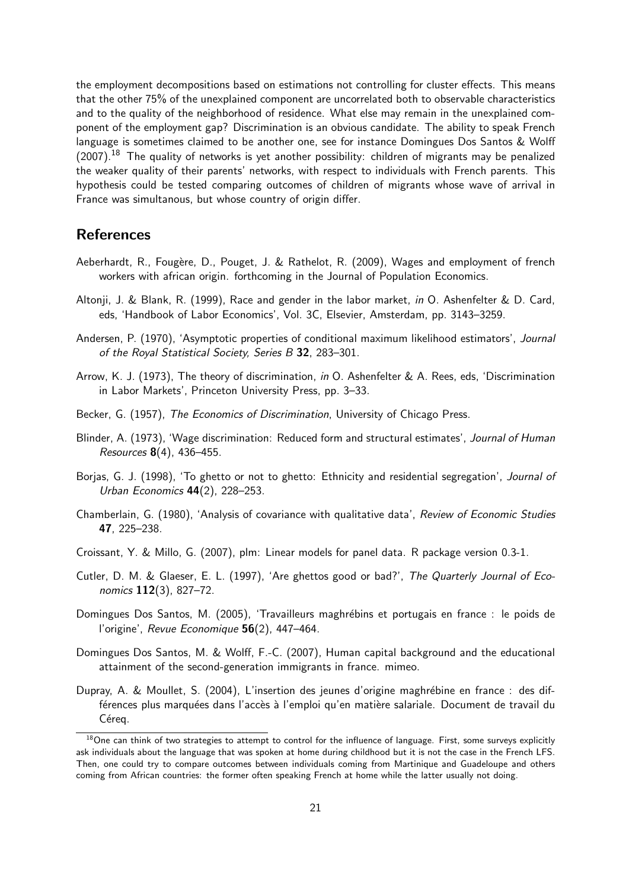the employment decompositions based on estimations not controlling for cluster effects. This means that the other 75% of the unexplained component are uncorrelated both to observable characteristics and to the quality of the neighborhood of residence. What else may remain in the unexplained component of the employment gap? Discrimination is an obvious candidate. The ability to speak French language is sometimes claimed to be another one, see for instance Domingues Dos Santos & Wolff (2007).[18] The quality of networks is yet another possibility: children of migrants may be penalized the weaker quality of their parents' networks, with respect to individuals with French parents. This hypothesis could be tested comparing outcomes of children of migrants whose wave of arrival in France was simultanous, but whose country of origin differ.

## References

Aeberhardt, R., Fougère, D., Pouget, J. & Rathelot, R. (2009), Wages and employment of french workers with african origin. forthcoming in the Journal of Population Economics.

Altonji, J. & Blank, R. (1999), Race and gender in the labor market, *in* O. Ashenfelter & D. Card, eds, 'Handbook of Labor Economics', Vol. 3C, Elsevier, Amsterdam, pp. 3143–3259.

Andersen, P. (1970), 'Asymptotic properties of conditional maximum likelihood estimators', *Journal of the Royal Statistical Society, Series B* **32**, 283–301.

Arrow, K. J. (1973), The theory of discrimination, *in* O. Ashenfelter & A. Rees, eds, 'Discrimination in Labor Markets', Princeton University Press, pp. 3–33.

Becker, G. (1957), *The Economics of Discrimination*, University of Chicago Press.

Blinder, A. (1973), 'Wage discrimination: Reduced form and structural estimates', *Journal of Human Resources* **8**(4), 436–455.

Borjas, G. J. (1998), 'To ghetto or not to ghetto: Ethnicity and residential segregation', *Journal of Urban Economics* **44**(2), 228–253.

Chamberlain, G. (1980), 'Analysis of covariance with qualitative data', *Review of Economic Studies* **47**, 225–238.

Croissant, Y. & Millo, G. (2007), plm: Linear models for panel data. R package version 0.3-1.

Cutler, D. M. & Glaeser, E. L. (1997), 'Are ghettos good or bad?', *The Quarterly Journal of Economics* **112**(3), 827–72.

Domingues Dos Santos, M. (2005), 'Travailleurs maghrébins et portugais en france : le poids de l'origine', *Revue Economique* **56**(2), 447–464.

Domingues Dos Santos, M. & Wolff, F.-C. (2007), Human capital background and the educational attainment of the second-generation immigrants in france. mimeo.

Dupray, A. & Moullet, S. (2004), L'insertion des jeunes d'origine maghrébine en france : des différences plus marquées dans l'accès à l'emploi qu'en matière salariale. Document de travail du Céreq.

[18] One can think of two strategies to attempt to control for the influence of language. First, some surveys explicitly ask individuals about the language that was spoken at home during childhood but it is not the case in the French LFS. Then, one could try to compare outcomes between individuals coming from Martinique and Guadeloupe and others coming from African countries: the former often speaking French at home while the latter usually not doing.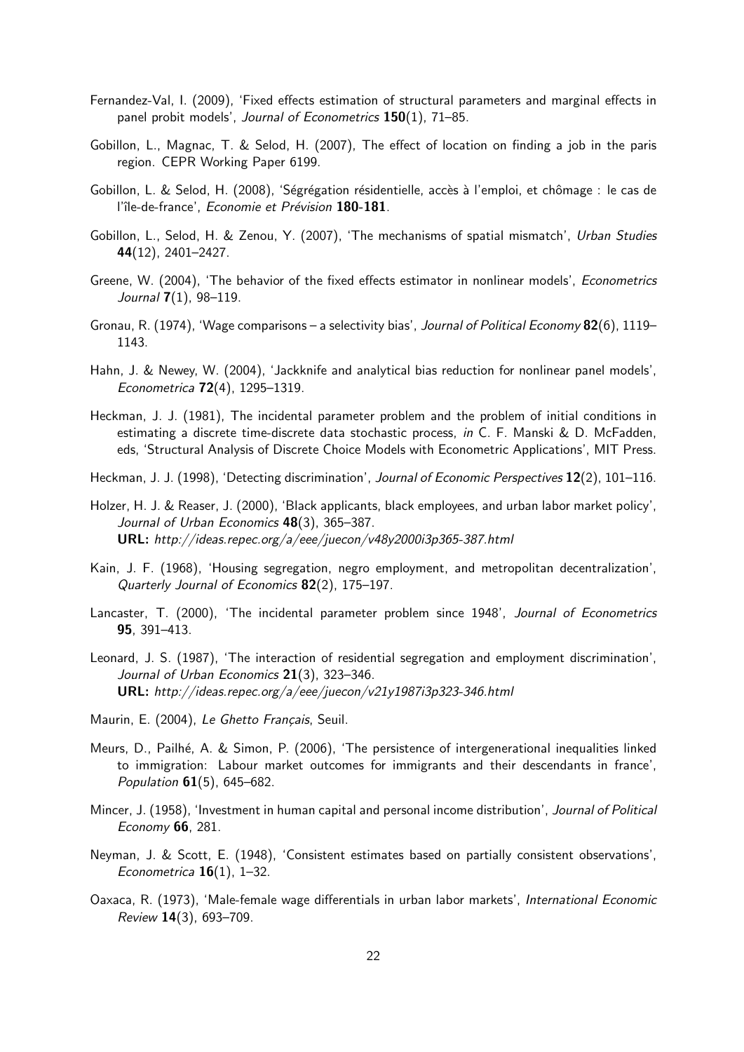Fernandez-Val, I. (2009), 'Fixed effects estimation of structural parameters and marginal effects in panel probit models', *Journal of Econometrics* **150**(1), 71–85.

Gobillon, L., Magnac, T. & Selod, H. (2007), The effect of location on finding a job in the paris region. CEPR Working Paper 6199.

Gobillon, L. & Selod, H. (2008), 'Ségrégation résidentielle, accès à l'emploi, et chômage : le cas de l'île-de-france', *Economie et Prévision* **180-181**.

Gobillon, L., Selod, H. & Zenou, Y. (2007), 'The mechanisms of spatial mismatch', *Urban Studies* **44**(12), 2401–2427.

Greene, W. (2004), 'The behavior of the fixed effects estimator in nonlinear models', *Econometrics Journal* **7**(1), 98–119.

Gronau, R. (1974), 'Wage comparisons – a selectivity bias', *Journal of Political Economy* **82**(6), 1119–1143.

Hahn, J. & Newey, W. (2004), 'Jackknife and analytical bias reduction for nonlinear panel models', *Econometrica* **72**(4), 1295–1319.

Heckman, J. J. (1981), The incidental parameter problem and the problem of initial conditions in estimating a discrete time-discrete data stochastic process, *in* C. F. Manski & D. McFadden, eds, 'Structural Analysis of Discrete Choice Models with Econometric Applications', MIT Press.

Heckman, J. J. (1998), 'Detecting discrimination', *Journal of Economic Perspectives* **12**(2), 101–116.

Holzer, H. J. & Reaser, J. (2000), 'Black applicants, black employees, and urban labor market policy', *Journal of Urban Economics* **48**(3), 365–387.
**URL:** *http://ideas.repec.org/a/eee/juecon/v48y2000i3p365-387.html*

Kain, J. F. (1968), 'Housing segregation, negro employment, and metropolitan decentralization', *Quarterly Journal of Economics* **82**(2), 175–197.

Lancaster, T. (2000), 'The incidental parameter problem since 1948', *Journal of Econometrics* **95**, 391–413.

Leonard, J. S. (1987), 'The interaction of residential segregation and employment discrimination', *Journal of Urban Economics* **21**(3), 323–346.
**URL:** *http://ideas.repec.org/a/eee/juecon/v21y1987i3p323-346.html*

Maurin, E. (2004), *Le Ghetto Français*, Seuil.

Meurs, D., Pailhé, A. & Simon, P. (2006), 'The persistence of intergenerational inequalities linked to immigration: Labour market outcomes for immigrants and their descendants in france', *Population* **61**(5), 645–682.

Mincer, J. (1958), 'Investment in human capital and personal income distribution', *Journal of Political Economy* **66**, 281.

Neyman, J. & Scott, E. (1948), 'Consistent estimates based on partially consistent observations', *Econometrica* **16**(1), 1–32.

Oaxaca, R. (1973), 'Male-female wage differentials in urban labor markets', *International Economic Review* **14**(3), 693–709.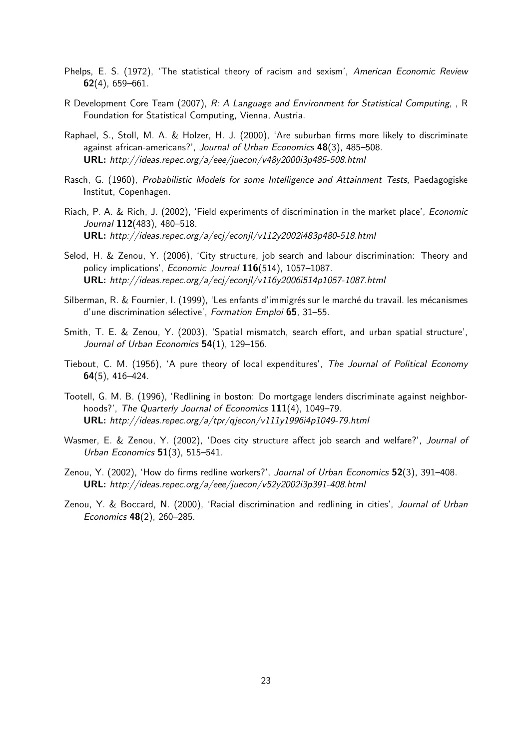Phelps, E. S. (1972), 'The statistical theory of racism and sexism', *American Economic Review* **62**(4), 659–661.

R Development Core Team (2007), *R: A Language and Environment for Statistical Computing*, , R Foundation for Statistical Computing, Vienna, Austria.

Raphael, S., Stoll, M. A. & Holzer, H. J. (2000), 'Are suburban firms more likely to discriminate against african-americans?', *Journal of Urban Economics* **48**(3), 485–508.
**URL:** *http://ideas.repec.org/a/eee/juecon/v48y2000i3p485-508.html*

Rasch, G. (1960), *Probabilistic Models for some Intelligence and Attainment Tests*, Paedagogiske Institut, Copenhagen.

Riach, P. A. & Rich, J. (2002), 'Field experiments of discrimination in the market place', *Economic Journal* **112**(483), 480–518.
**URL:** *http://ideas.repec.org/a/ecj/econjl/v112y2002i483p480-518.html*

Selod, H. & Zenou, Y. (2006), 'City structure, job search and labour discrimination: Theory and policy implications', *Economic Journal* **116**(514), 1057–1087.
**URL:** *http://ideas.repec.org/a/ecj/econjl/v116y2006i514p1057-1087.html*

Silberman, R. & Fournier, I. (1999), 'Les enfants d'immigrés sur le marché du travail. les mécanismes d'une discrimination sélective', *Formation Emploi* **65**, 31–55.

Smith, T. E. & Zenou, Y. (2003), 'Spatial mismatch, search effort, and urban spatial structure', *Journal of Urban Economics* **54**(1), 129–156.

Tiebout, C. M. (1956), 'A pure theory of local expenditures', *The Journal of Political Economy* **64**(5), 416–424.

Tootell, G. M. B. (1996), 'Redlining in boston: Do mortgage lenders discriminate against neighborhoods?', *The Quarterly Journal of Economics* **111**(4), 1049–79.
**URL:** *http://ideas.repec.org/a/tpr/qjecon/v111y1996i4p1049-79.html*

Wasmer, E. & Zenou, Y. (2002), 'Does city structure affect job search and welfare?', *Journal of Urban Economics* **51**(3), 515–541.

Zenou, Y. (2002), 'How do firms redline workers?', *Journal of Urban Economics* **52**(3), 391–408.
**URL:** *http://ideas.repec.org/a/eee/juecon/v52y2002i3p391-408.html*

Zenou, Y. & Boccard, N. (2000), 'Racial discrimination and redlining in cities', *Journal of Urban Economics* **48**(2), 260–285.